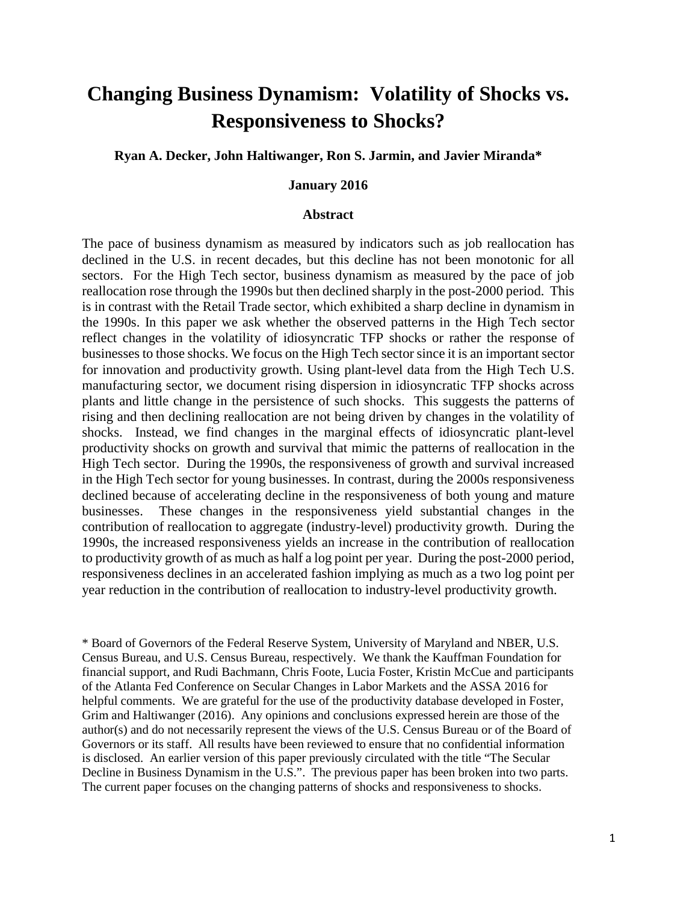# Changing Business Dynamism: Volatility of Shocks vs. Responsiveness to Shocks?

**Ryan A. Decker, John Haltiwanger, Ron S. Jarmin, and Javier Miranda***

**January 2016**

**Abstract**

The pace of business dynamism as measured by indicators such as job reallocation has declined in the U.S. in recent decades, but this decline has not been monotonic for all sectors. For the High Tech sector, business dynamism as measured by the pace of job reallocation rose through the 1990s but then declined sharply in the post-2000 period. This is in contrast with the Retail Trade sector, which exhibited a sharp decline in dynamism in the 1990s. In this paper we ask whether the observed patterns in the High Tech sector reflect changes in the volatility of idiosyncratic TFP shocks or rather the response of businesses to those shocks. We focus on the High Tech sector since it is an important sector for innovation and productivity growth. Using plant-level data from the High Tech U.S. manufacturing sector, we document rising dispersion in idiosyncratic TFP shocks across plants and little change in the persistence of such shocks. This suggests the patterns of rising and then declining reallocation are not being driven by changes in the volatility of shocks. Instead, we find changes in the marginal effects of idiosyncratic plant-level productivity shocks on growth and survival that mimic the patterns of reallocation in the High Tech sector. During the 1990s, the responsiveness of growth and survival increased in the High Tech sector for young businesses. In contrast, during the 2000s responsiveness declined because of accelerating decline in the responsiveness of both young and mature businesses. These changes in the responsiveness yield substantial changes in the contribution of reallocation to aggregate (industry-level) productivity growth. During the 1990s, the increased responsiveness yields an increase in the contribution of reallocation to productivity growth of as much as half a log point per year. During the post-2000 period, responsiveness declines in an accelerated fashion implying as much as a two log point per year reduction in the contribution of reallocation to industry-level productivity growth.

\* Board of Governors of the Federal Reserve System, University of Maryland and NBER, U.S. Census Bureau, and U.S. Census Bureau, respectively. We thank the Kauffman Foundation for financial support, and Rudi Bachmann, Chris Foote, Lucia Foster, Kristin McCue and participants of the Atlanta Fed Conference on Secular Changes in Labor Markets and the ASSA 2016 for helpful comments. We are grateful for the use of the productivity database developed in Foster, Grim and Haltiwanger (2016). Any opinions and conclusions expressed herein are those of the author(s) and do not necessarily represent the views of the U.S. Census Bureau or of the Board of Governors or its staff. All results have been reviewed to ensure that no confidential information is disclosed. An earlier version of this paper previously circulated with the title "The Secular Decline in Business Dynamism in the U.S.". The previous paper has been broken into two parts. The current paper focuses on the changing patterns of shocks and responsiveness to shocks.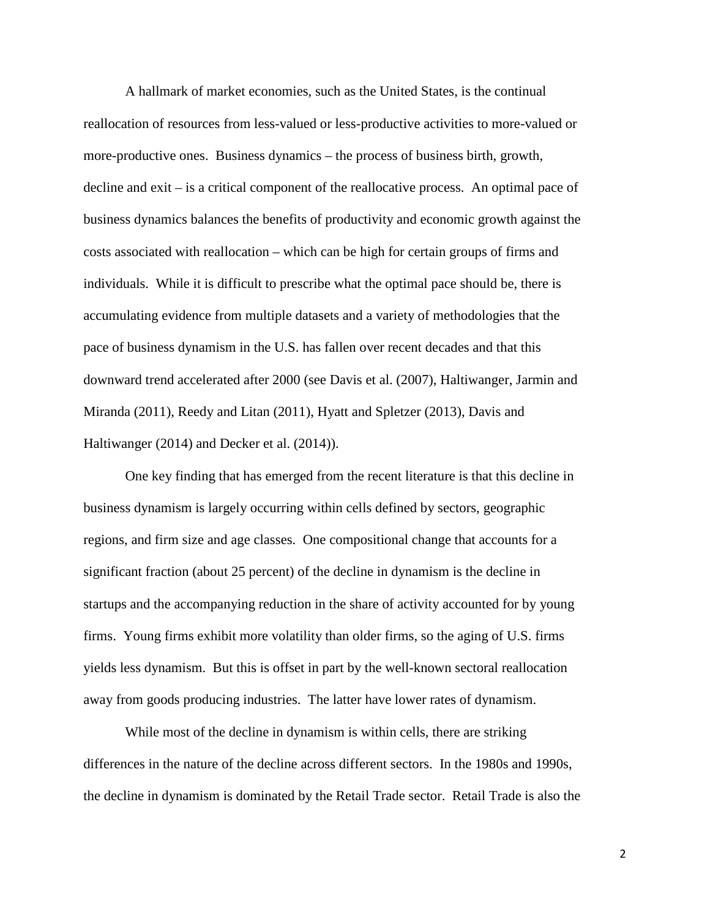A hallmark of market economies, such as the United States, is the continual reallocation of resources from less-valued or less-productive activities to more-valued or more-productive ones. Business dynamics – the process of business birth, growth, decline and exit – is a critical component of the reallocative process. An optimal pace of business dynamics balances the benefits of productivity and economic growth against the costs associated with reallocation – which can be high for certain groups of firms and individuals. While it is difficult to prescribe what the optimal pace should be, there is accumulating evidence from multiple datasets and a variety of methodologies that the pace of business dynamism in the U.S. has fallen over recent decades and that this downward trend accelerated after 2000 (see Davis et al. (2007), Haltiwanger, Jarmin and Miranda (2011), Reedy and Litan (2011), Hyatt and Spletzer (2013), Davis and Haltiwanger (2014) and Decker et al. (2014)).

One key finding that has emerged from the recent literature is that this decline in business dynamism is largely occurring within cells defined by sectors, geographic regions, and firm size and age classes. One compositional change that accounts for a significant fraction (about 25 percent) of the decline in dynamism is the decline in startups and the accompanying reduction in the share of activity accounted for by young firms. Young firms exhibit more volatility than older firms, so the aging of U.S. firms yields less dynamism. But this is offset in part by the well-known sectoral reallocation away from goods producing industries. The latter have lower rates of dynamism.

While most of the decline in dynamism is within cells, there are striking differences in the nature of the decline across different sectors. In the 1980s and 1990s, the decline in dynamism is dominated by the Retail Trade sector. Retail Trade is also the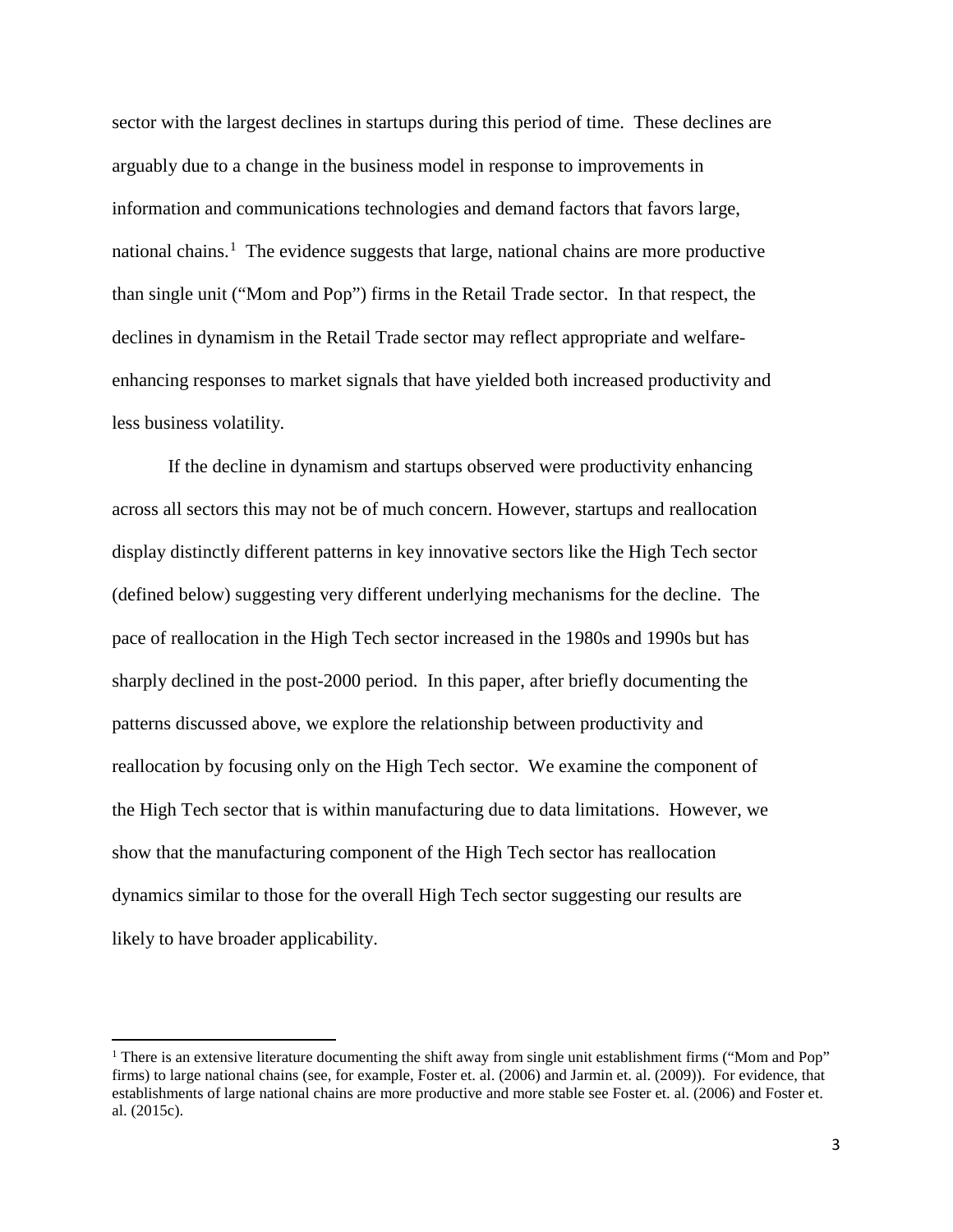sector with the largest declines in startups during this period of time. These declines are arguably due to a change in the business model in response to improvements in information and communications technologies and demand factors that favors large, national chains.[1] The evidence suggests that large, national chains are more productive than single unit ("Mom and Pop") firms in the Retail Trade sector. In that respect, the declines in dynamism in the Retail Trade sector may reflect appropriate and welfare-enhancing responses to market signals that have yielded both increased productivity and less business volatility.

If the decline in dynamism and startups observed were productivity enhancing across all sectors this may not be of much concern. However, startups and reallocation display distinctly different patterns in key innovative sectors like the High Tech sector (defined below) suggesting very different underlying mechanisms for the decline. The pace of reallocation in the High Tech sector increased in the 1980s and 1990s but has sharply declined in the post-2000 period. In this paper, after briefly documenting the patterns discussed above, we explore the relationship between productivity and reallocation by focusing only on the High Tech sector. We examine the component of the High Tech sector that is within manufacturing due to data limitations. However, we show that the manufacturing component of the High Tech sector has reallocation dynamics similar to those for the overall High Tech sector suggesting our results are likely to have broader applicability.

---

[1] There is an extensive literature documenting the shift away from single unit establishment firms ("Mom and Pop" firms) to large national chains (see, for example, Foster et. al. (2006) and Jarmin et. al. (2009)). For evidence, that establishments of large national chains are more productive and more stable see Foster et. al. (2006) and Foster et. al. (2015c).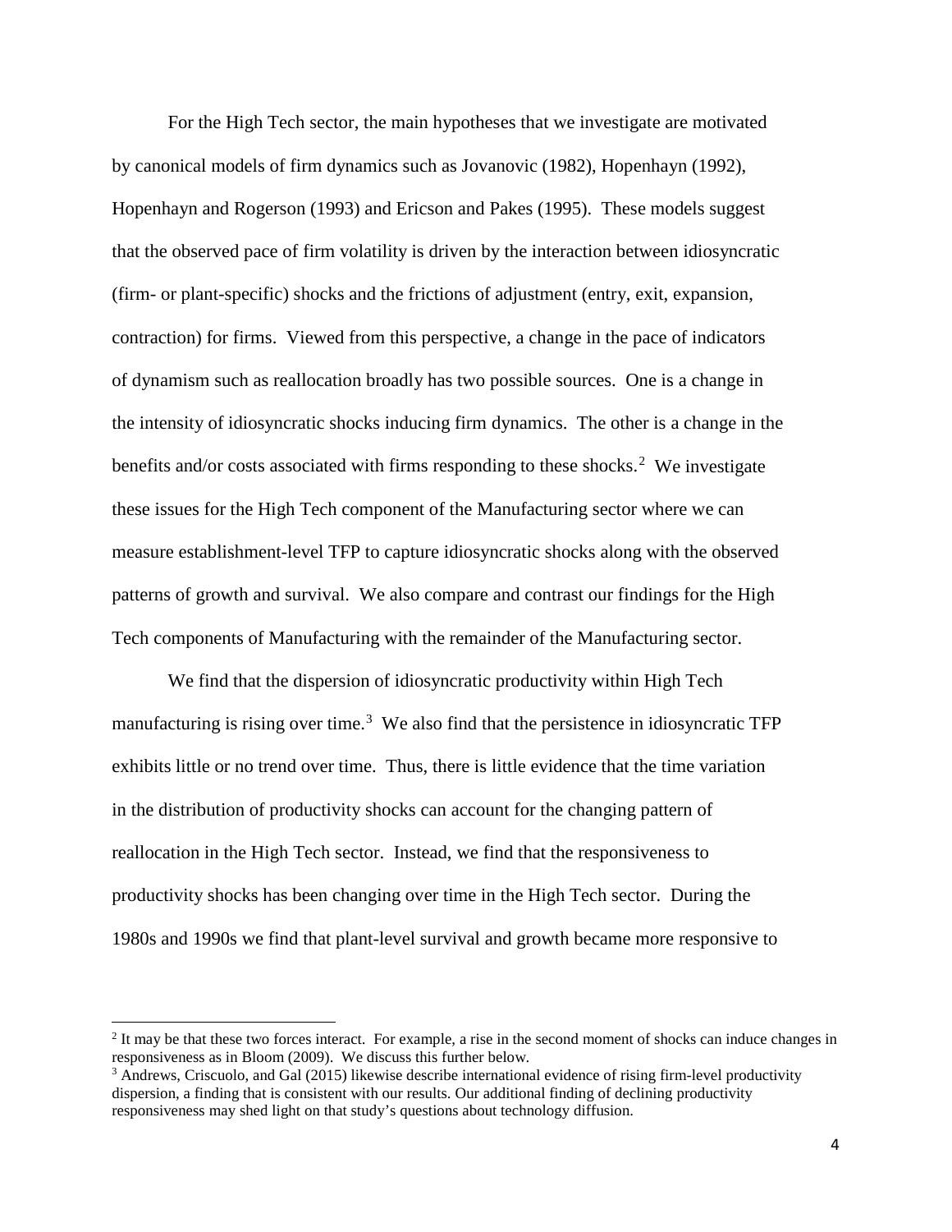For the High Tech sector, the main hypotheses that we investigate are motivated by canonical models of firm dynamics such as Jovanovic (1982), Hopenhayn (1992), Hopenhayn and Rogerson (1993) and Ericson and Pakes (1995). These models suggest that the observed pace of firm volatility is driven by the interaction between idiosyncratic (firm- or plant-specific) shocks and the frictions of adjustment (entry, exit, expansion, contraction) for firms. Viewed from this perspective, a change in the pace of indicators of dynamism such as reallocation broadly has two possible sources. One is a change in the intensity of idiosyncratic shocks inducing firm dynamics. The other is a change in the benefits and/or costs associated with firms responding to these shocks.[2] We investigate these issues for the High Tech component of the Manufacturing sector where we can measure establishment-level TFP to capture idiosyncratic shocks along with the observed patterns of growth and survival. We also compare and contrast our findings for the High Tech components of Manufacturing with the remainder of the Manufacturing sector.

We find that the dispersion of idiosyncratic productivity within High Tech manufacturing is rising over time.[3] We also find that the persistence in idiosyncratic TFP exhibits little or no trend over time. Thus, there is little evidence that the time variation in the distribution of productivity shocks can account for the changing pattern of reallocation in the High Tech sector. Instead, we find that the responsiveness to productivity shocks has been changing over time in the High Tech sector. During the 1980s and 1990s we find that plant-level survival and growth became more responsive to

[2] It may be that these two forces interact. For example, a rise in the second moment of shocks can induce changes in responsiveness as in Bloom (2009). We discuss this further below.

[3] Andrews, Criscuolo, and Gal (2015) likewise describe international evidence of rising firm-level productivity dispersion, a finding that is consistent with our results. Our additional finding of declining productivity responsiveness may shed light on that study's questions about technology diffusion.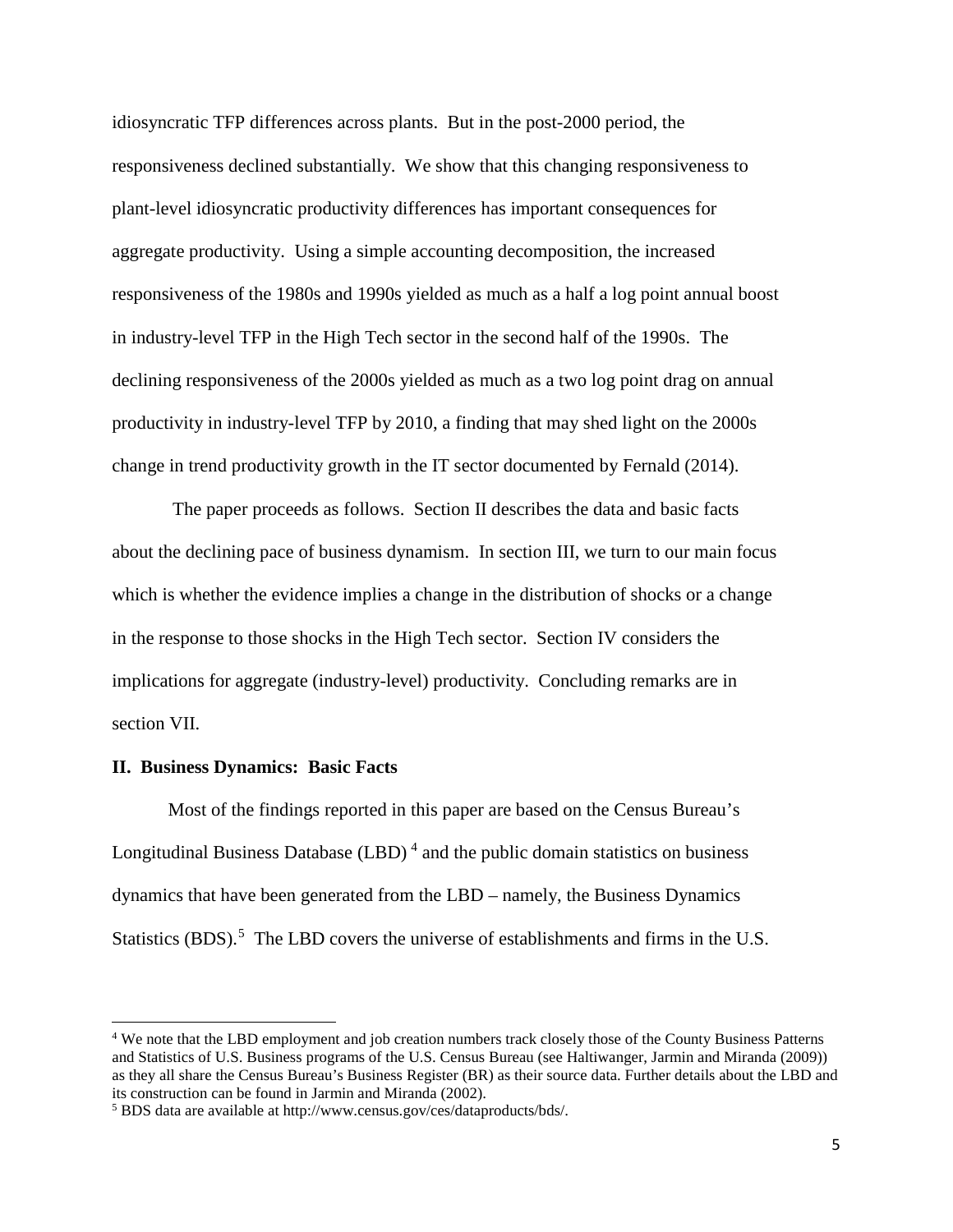idiosyncratic TFP differences across plants. But in the post-2000 period, the responsiveness declined substantially. We show that this changing responsiveness to plant-level idiosyncratic productivity differences has important consequences for aggregate productivity. Using a simple accounting decomposition, the increased responsiveness of the 1980s and 1990s yielded as much as a half a log point annual boost in industry-level TFP in the High Tech sector in the second half of the 1990s. The declining responsiveness of the 2000s yielded as much as a two log point drag on annual productivity in industry-level TFP by 2010, a finding that may shed light on the 2000s change in trend productivity growth in the IT sector documented by Fernald (2014).

The paper proceeds as follows. Section II describes the data and basic facts about the declining pace of business dynamism. In section III, we turn to our main focus which is whether the evidence implies a change in the distribution of shocks or a change in the response to those shocks in the High Tech sector. Section IV considers the implications for aggregate (industry-level) productivity. Concluding remarks are in section VII.

## II. Business Dynamics: Basic Facts

Most of the findings reported in this paper are based on the Census Bureau's Longitudinal Business Database (LBD) [4] and the public domain statistics on business dynamics that have been generated from the LBD – namely, the Business Dynamics Statistics (BDS).[5] The LBD covers the universe of establishments and firms in the U.S.

---

[4] We note that the LBD employment and job creation numbers track closely those of the County Business Patterns and Statistics of U.S. Business programs of the U.S. Census Bureau (see Haltiwanger, Jarmin and Miranda (2009)) as they all share the Census Bureau's Business Register (BR) as their source data. Further details about the LBD and its construction can be found in Jarmin and Miranda (2002).

[5] BDS data are available at http://www.census.gov/ces/dataproducts/bds/.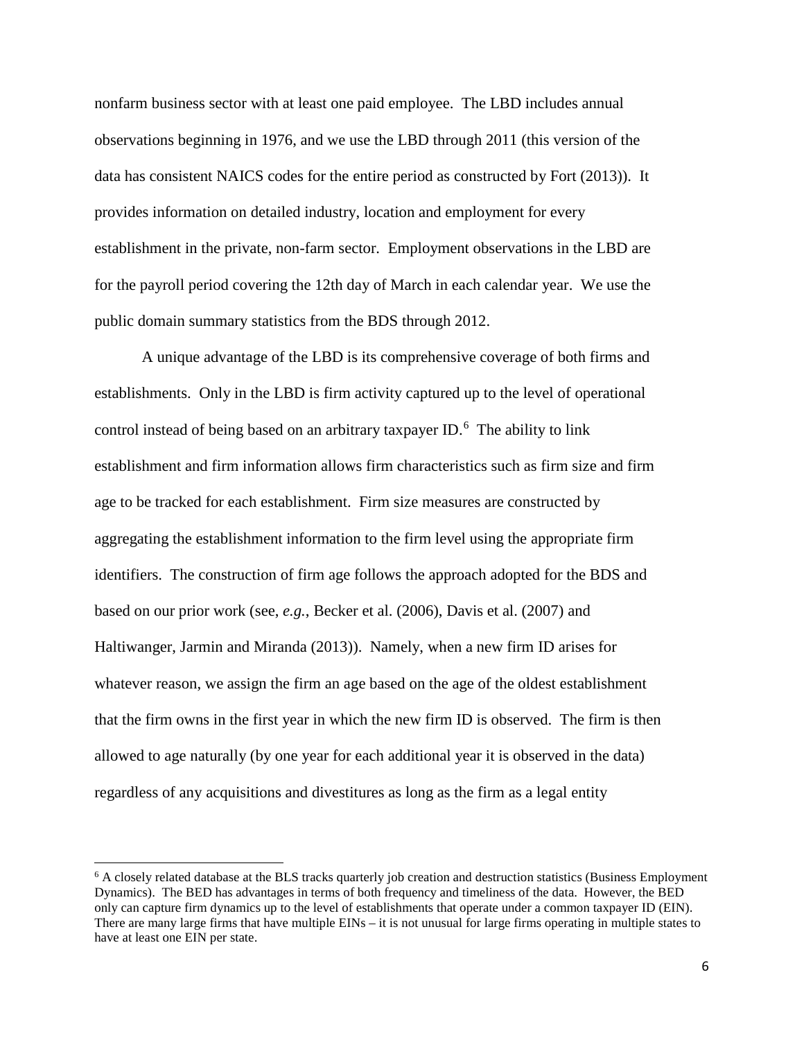nonfarm business sector with at least one paid employee. The LBD includes annual observations beginning in 1976, and we use the LBD through 2011 (this version of the data has consistent NAICS codes for the entire period as constructed by Fort (2013)). It provides information on detailed industry, location and employment for every establishment in the private, non-farm sector. Employment observations in the LBD are for the payroll period covering the 12th day of March in each calendar year. We use the public domain summary statistics from the BDS through 2012.

A unique advantage of the LBD is its comprehensive coverage of both firms and establishments. Only in the LBD is firm activity captured up to the level of operational control instead of being based on an arbitrary taxpayer ID.[6] The ability to link establishment and firm information allows firm characteristics such as firm size and firm age to be tracked for each establishment. Firm size measures are constructed by aggregating the establishment information to the firm level using the appropriate firm identifiers. The construction of firm age follows the approach adopted for the BDS and based on our prior work (see, *e.g.*, Becker et al. (2006), Davis et al. (2007) and Haltiwanger, Jarmin and Miranda (2013)). Namely, when a new firm ID arises for whatever reason, we assign the firm an age based on the age of the oldest establishment that the firm owns in the first year in which the new firm ID is observed. The firm is then allowed to age naturally (by one year for each additional year it is observed in the data) regardless of any acquisitions and divestitures as long as the firm as a legal entity

[6] A closely related database at the BLS tracks quarterly job creation and destruction statistics (Business Employment Dynamics). The BED has advantages in terms of both frequency and timeliness of the data. However, the BED only can capture firm dynamics up to the level of establishments that operate under a common taxpayer ID (EIN). There are many large firms that have multiple EINs – it is not unusual for large firms operating in multiple states to have at least one EIN per state.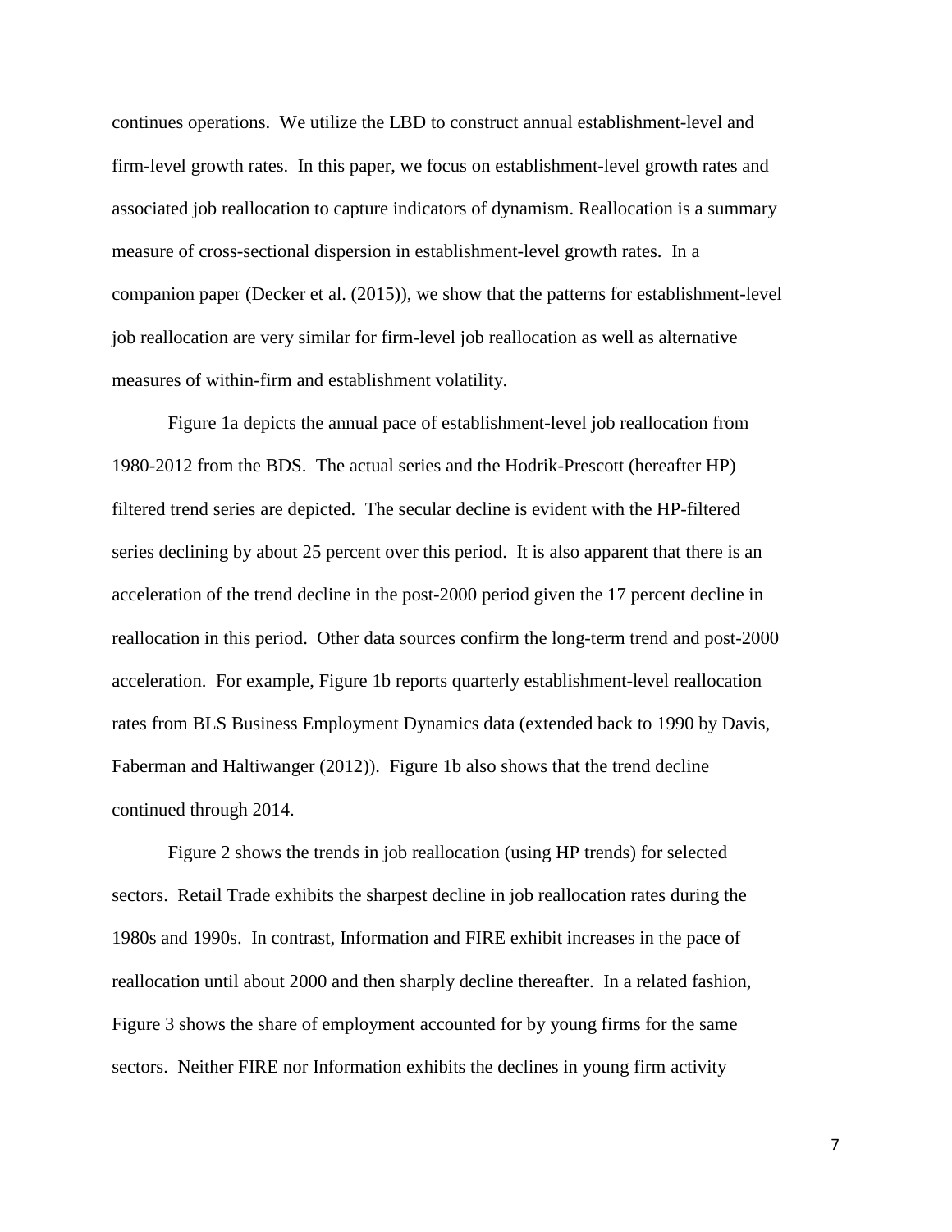continues operations. We utilize the LBD to construct annual establishment-level and firm-level growth rates. In this paper, we focus on establishment-level growth rates and associated job reallocation to capture indicators of dynamism. Reallocation is a summary measure of cross-sectional dispersion in establishment-level growth rates. In a companion paper (Decker et al. (2015)), we show that the patterns for establishment-level job reallocation are very similar for firm-level job reallocation as well as alternative measures of within-firm and establishment volatility.

Figure 1a depicts the annual pace of establishment-level job reallocation from 1980-2012 from the BDS. The actual series and the Hodrik-Prescott (hereafter HP) filtered trend series are depicted. The secular decline is evident with the HP-filtered series declining by about 25 percent over this period. It is also apparent that there is an acceleration of the trend decline in the post-2000 period given the 17 percent decline in reallocation in this period. Other data sources confirm the long-term trend and post-2000 acceleration. For example, Figure 1b reports quarterly establishment-level reallocation rates from BLS Business Employment Dynamics data (extended back to 1990 by Davis, Faberman and Haltiwanger (2012)). Figure 1b also shows that the trend decline continued through 2014.

Figure 2 shows the trends in job reallocation (using HP trends) for selected sectors. Retail Trade exhibits the sharpest decline in job reallocation rates during the 1980s and 1990s. In contrast, Information and FIRE exhibit increases in the pace of reallocation until about 2000 and then sharply decline thereafter. In a related fashion, Figure 3 shows the share of employment accounted for by young firms for the same sectors. Neither FIRE nor Information exhibits the declines in young firm activity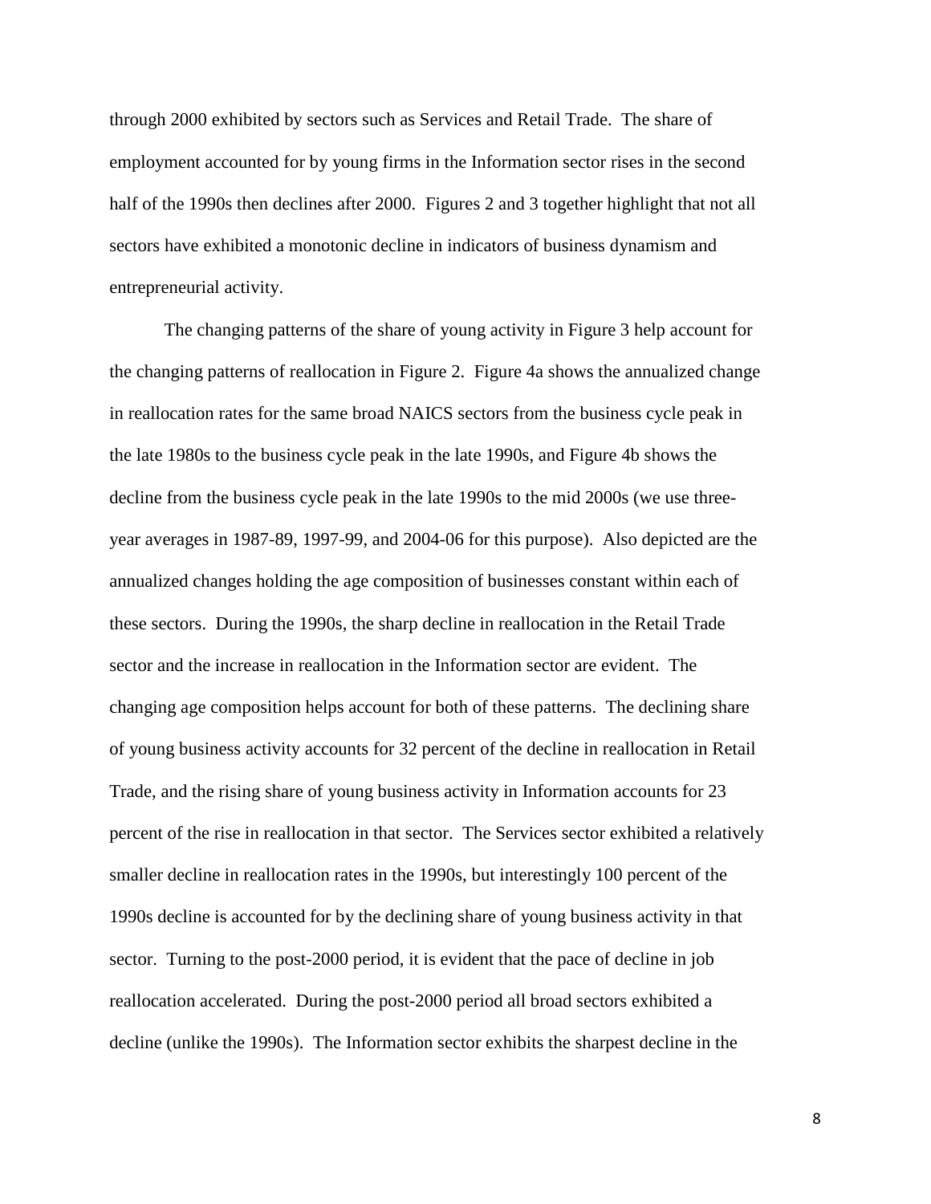through 2000 exhibited by sectors such as Services and Retail Trade. The share of employment accounted for by young firms in the Information sector rises in the second half of the 1990s then declines after 2000. Figures 2 and 3 together highlight that not all sectors have exhibited a monotonic decline in indicators of business dynamism and entrepreneurial activity.

The changing patterns of the share of young activity in Figure 3 help account for the changing patterns of reallocation in Figure 2. Figure 4a shows the annualized change in reallocation rates for the same broad NAICS sectors from the business cycle peak in the late 1980s to the business cycle peak in the late 1990s, and Figure 4b shows the decline from the business cycle peak in the late 1990s to the mid 2000s (we use three-year averages in 1987-89, 1997-99, and 2004-06 for this purpose). Also depicted are the annualized changes holding the age composition of businesses constant within each of these sectors. During the 1990s, the sharp decline in reallocation in the Retail Trade sector and the increase in reallocation in the Information sector are evident. The changing age composition helps account for both of these patterns. The declining share of young business activity accounts for 32 percent of the decline in reallocation in Retail Trade, and the rising share of young business activity in Information accounts for 23 percent of the rise in reallocation in that sector. The Services sector exhibited a relatively smaller decline in reallocation rates in the 1990s, but interestingly 100 percent of the 1990s decline is accounted for by the declining share of young business activity in that sector. Turning to the post-2000 period, it is evident that the pace of decline in job reallocation accelerated. During the post-2000 period all broad sectors exhibited a decline (unlike the 1990s). The Information sector exhibits the sharpest decline in the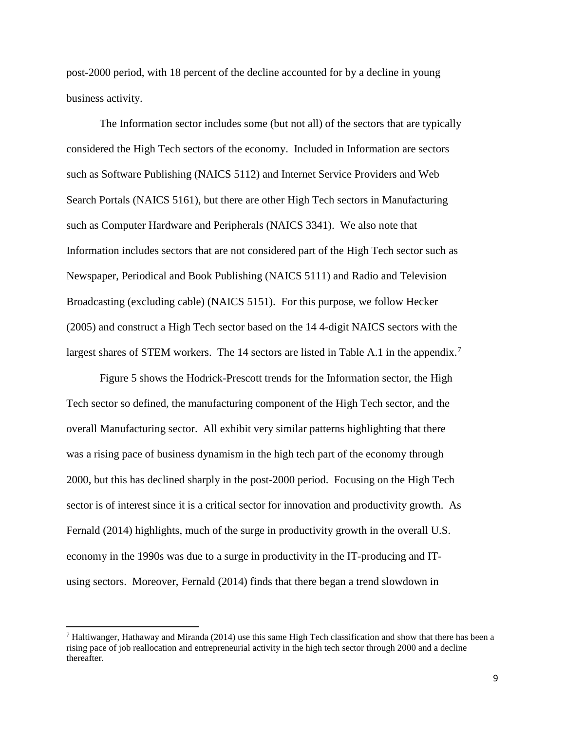post-2000 period, with 18 percent of the decline accounted for by a decline in young business activity.

The Information sector includes some (but not all) of the sectors that are typically considered the High Tech sectors of the economy. Included in Information are sectors such as Software Publishing (NAICS 5112) and Internet Service Providers and Web Search Portals (NAICS 5161), but there are other High Tech sectors in Manufacturing such as Computer Hardware and Peripherals (NAICS 3341). We also note that Information includes sectors that are not considered part of the High Tech sector such as Newspaper, Periodical and Book Publishing (NAICS 5111) and Radio and Television Broadcasting (excluding cable) (NAICS 5151). For this purpose, we follow Hecker (2005) and construct a High Tech sector based on the 14 4-digit NAICS sectors with the largest shares of STEM workers. The 14 sectors are listed in Table A.1 in the appendix.[7]

Figure 5 shows the Hodrick-Prescott trends for the Information sector, the High Tech sector so defined, the manufacturing component of the High Tech sector, and the overall Manufacturing sector. All exhibit very similar patterns highlighting that there was a rising pace of business dynamism in the high tech part of the economy through 2000, but this has declined sharply in the post-2000 period. Focusing on the High Tech sector is of interest since it is a critical sector for innovation and productivity growth. As Fernald (2014) highlights, much of the surge in productivity growth in the overall U.S. economy in the 1990s was due to a surge in productivity in the IT-producing and IT-using sectors. Moreover, Fernald (2014) finds that there began a trend slowdown in

[7] Haltiwanger, Hathaway and Miranda (2014) use this same High Tech classification and show that there has been a rising pace of job reallocation and entrepreneurial activity in the high tech sector through 2000 and a decline thereafter.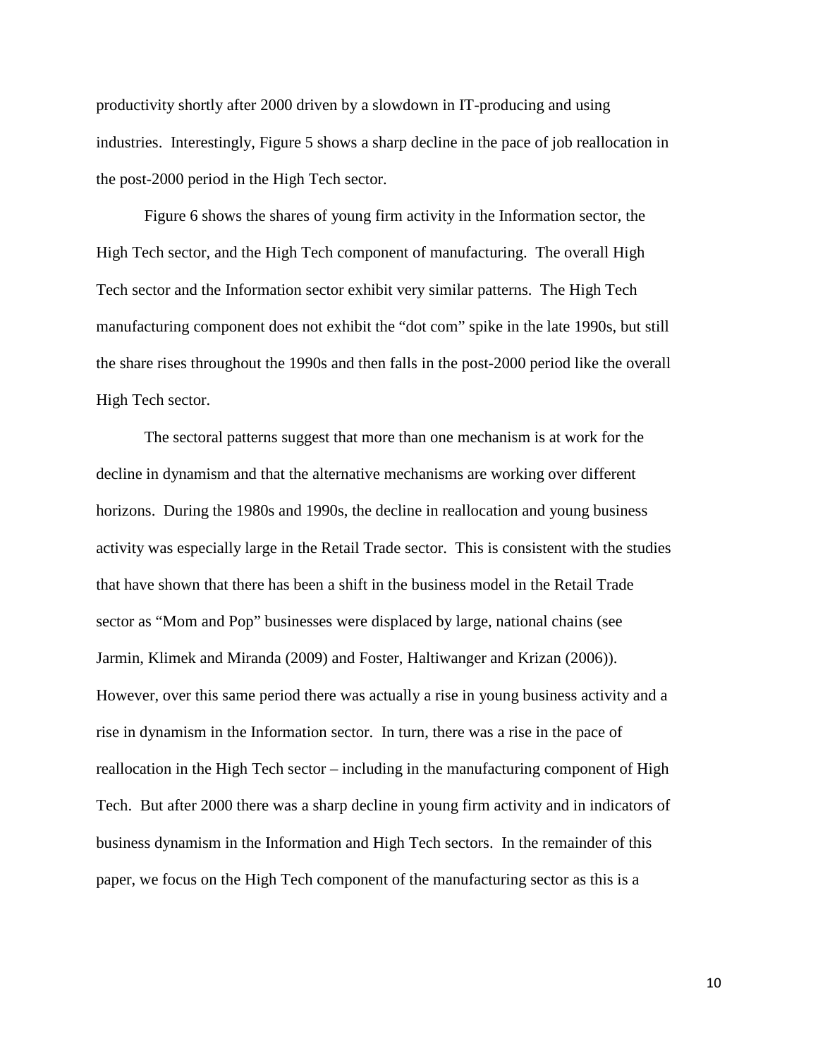productivity shortly after 2000 driven by a slowdown in IT-producing and using industries. Interestingly, Figure 5 shows a sharp decline in the pace of job reallocation in the post-2000 period in the High Tech sector.

Figure 6 shows the shares of young firm activity in the Information sector, the High Tech sector, and the High Tech component of manufacturing. The overall High Tech sector and the Information sector exhibit very similar patterns. The High Tech manufacturing component does not exhibit the "dot com" spike in the late 1990s, but still the share rises throughout the 1990s and then falls in the post-2000 period like the overall High Tech sector.

The sectoral patterns suggest that more than one mechanism is at work for the decline in dynamism and that the alternative mechanisms are working over different horizons. During the 1980s and 1990s, the decline in reallocation and young business activity was especially large in the Retail Trade sector. This is consistent with the studies that have shown that there has been a shift in the business model in the Retail Trade sector as "Mom and Pop" businesses were displaced by large, national chains (see Jarmin, Klimek and Miranda (2009) and Foster, Haltiwanger and Krizan (2006)). However, over this same period there was actually a rise in young business activity and a rise in dynamism in the Information sector. In turn, there was a rise in the pace of reallocation in the High Tech sector – including in the manufacturing component of High Tech. But after 2000 there was a sharp decline in young firm activity and in indicators of business dynamism in the Information and High Tech sectors. In the remainder of this paper, we focus on the High Tech component of the manufacturing sector as this is a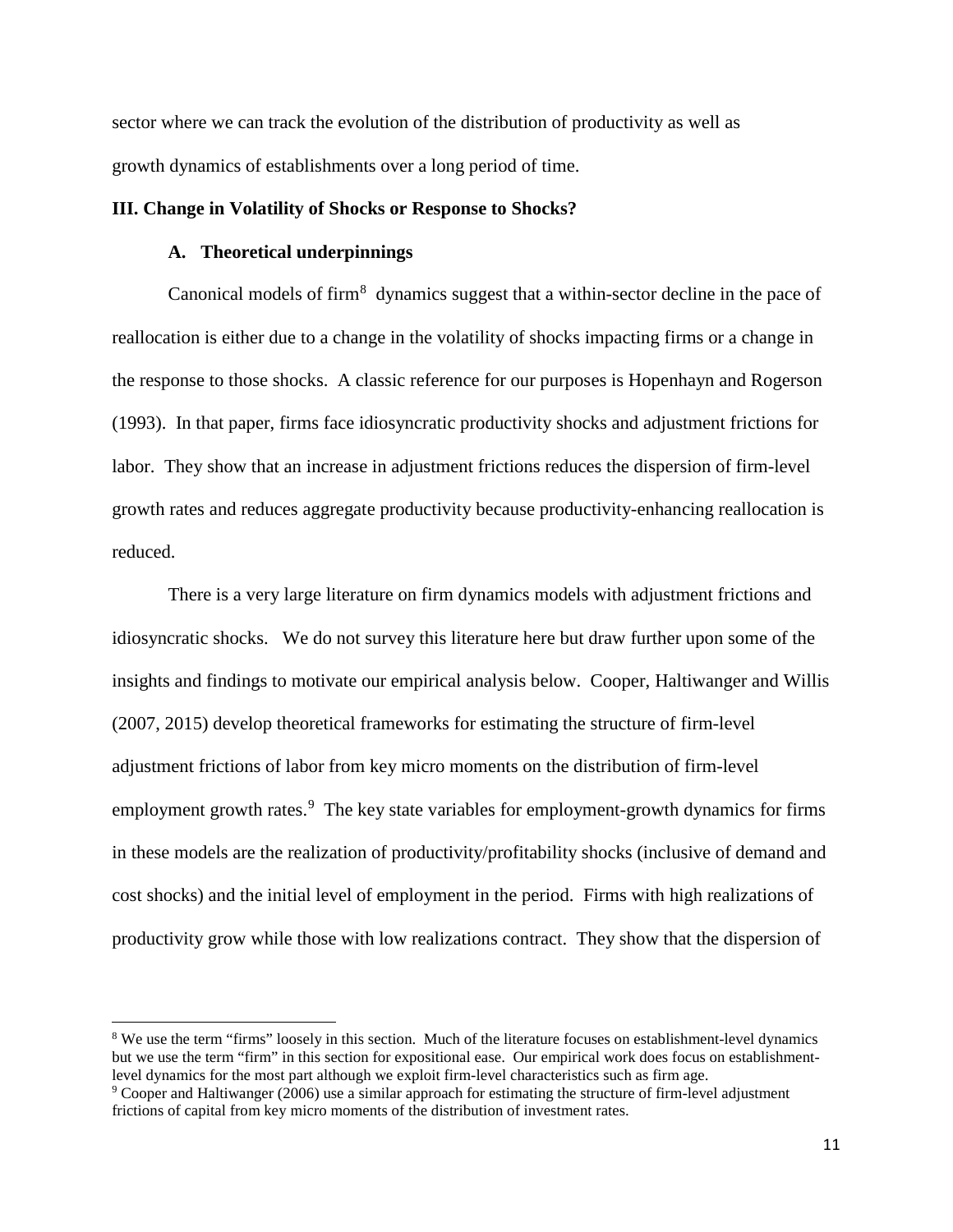sector where we can track the evolution of the distribution of productivity as well as growth dynamics of establishments over a long period of time.

## III. Change in Volatility of Shocks or Response to Shocks?

### A. Theoretical underpinnings

Canonical models of firm[8] dynamics suggest that a within-sector decline in the pace of reallocation is either due to a change in the volatility of shocks impacting firms or a change in the response to those shocks. A classic reference for our purposes is Hopenhayn and Rogerson (1993). In that paper, firms face idiosyncratic productivity shocks and adjustment frictions for labor. They show that an increase in adjustment frictions reduces the dispersion of firm-level growth rates and reduces aggregate productivity because productivity-enhancing reallocation is reduced.

There is a very large literature on firm dynamics models with adjustment frictions and idiosyncratic shocks. We do not survey this literature here but draw further upon some of the insights and findings to motivate our empirical analysis below. Cooper, Haltiwanger and Willis (2007, 2015) develop theoretical frameworks for estimating the structure of firm-level adjustment frictions of labor from key micro moments on the distribution of firm-level employment growth rates.[9] The key state variables for employment-growth dynamics for firms in these models are the realization of productivity/profitability shocks (inclusive of demand and cost shocks) and the initial level of employment in the period. Firms with high realizations of productivity grow while those with low realizations contract. They show that the dispersion of

---

[8] We use the term "firms" loosely in this section. Much of the literature focuses on establishment-level dynamics but we use the term "firm" in this section for expositional ease. Our empirical work does focus on establishment-level dynamics for the most part although we exploit firm-level characteristics such as firm age.

[9] Cooper and Haltiwanger (2006) use a similar approach for estimating the structure of firm-level adjustment frictions of capital from key micro moments of the distribution of investment rates.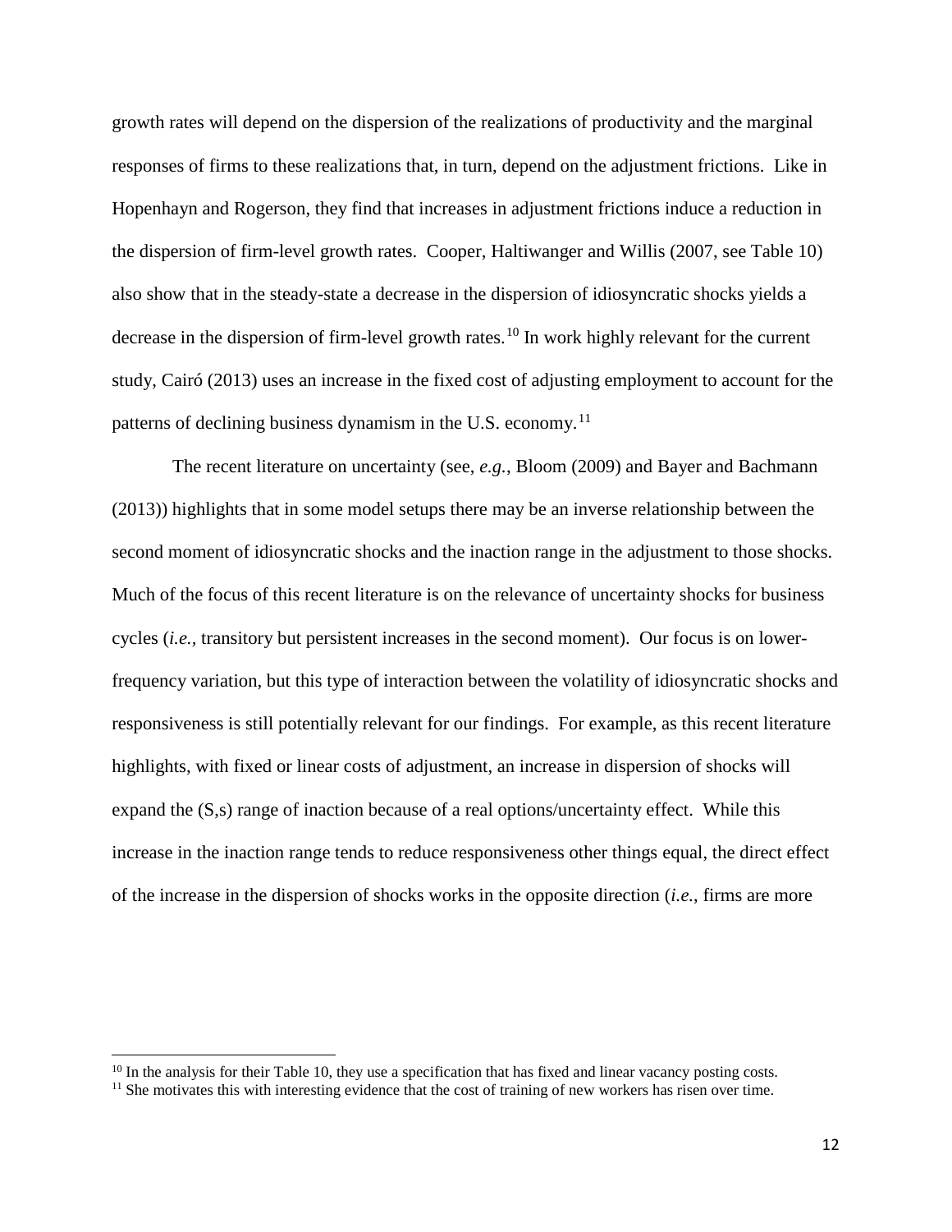growth rates will depend on the dispersion of the realizations of productivity and the marginal responses of firms to these realizations that, in turn, depend on the adjustment frictions. Like in Hopenhayn and Rogerson, they find that increases in adjustment frictions induce a reduction in the dispersion of firm-level growth rates. Cooper, Haltiwanger and Willis (2007, see Table 10) also show that in the steady-state a decrease in the dispersion of idiosyncratic shocks yields a decrease in the dispersion of firm-level growth rates.[10] In work highly relevant for the current study, Cairó (2013) uses an increase in the fixed cost of adjusting employment to account for the patterns of declining business dynamism in the U.S. economy.[11]

The recent literature on uncertainty (see, *e.g.*, Bloom (2009) and Bayer and Bachmann (2013)) highlights that in some model setups there may be an inverse relationship between the second moment of idiosyncratic shocks and the inaction range in the adjustment to those shocks. Much of the focus of this recent literature is on the relevance of uncertainty shocks for business cycles (*i.e.*, transitory but persistent increases in the second moment). Our focus is on lower-frequency variation, but this type of interaction between the volatility of idiosyncratic shocks and responsiveness is still potentially relevant for our findings. For example, as this recent literature highlights, with fixed or linear costs of adjustment, an increase in dispersion of shocks will expand the (S,s) range of inaction because of a real options/uncertainty effect. While this increase in the inaction range tends to reduce responsiveness other things equal, the direct effect of the increase in the dispersion of shocks works in the opposite direction (*i.e.*, firms are more

[10] In the analysis for their Table 10, they use a specification that has fixed and linear vacancy posting costs.

[11] She motivates this with interesting evidence that the cost of training of new workers has risen over time.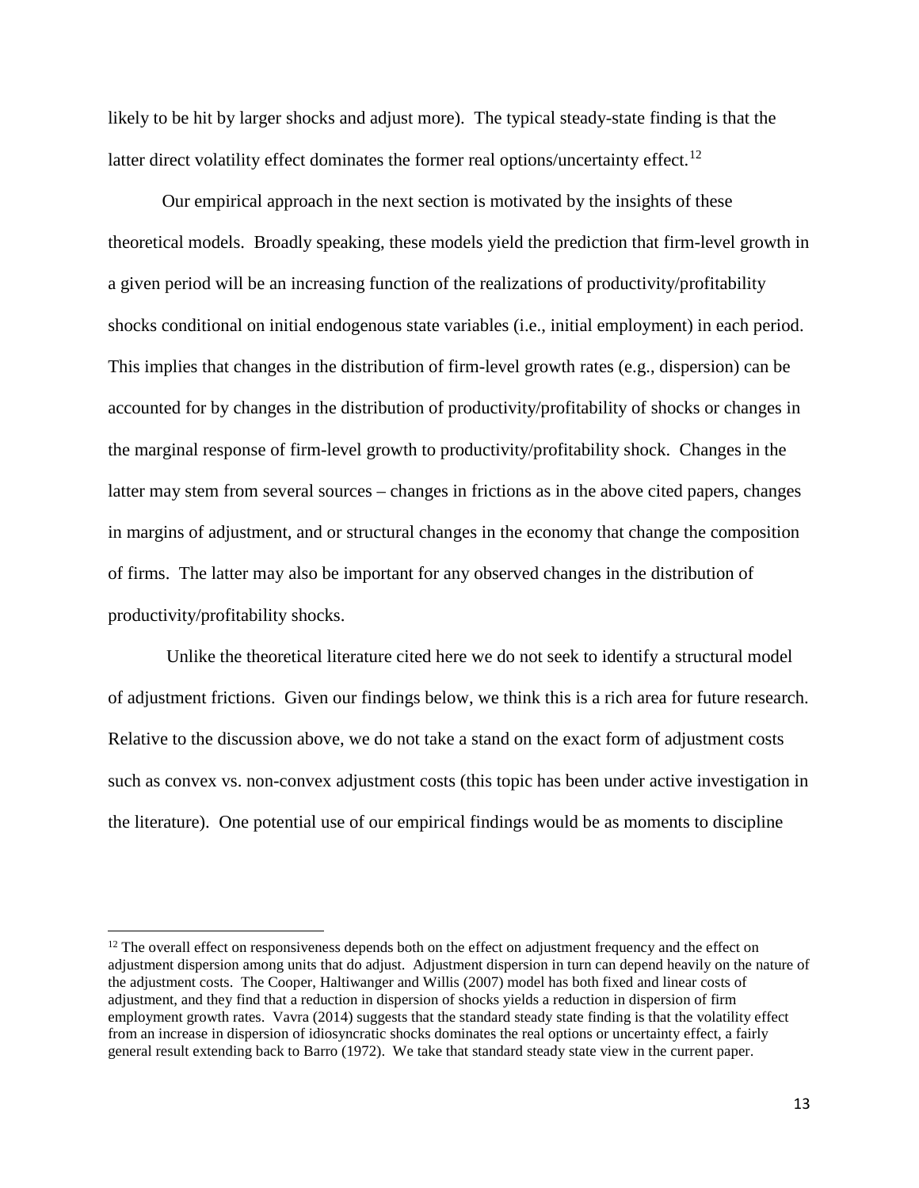likely to be hit by larger shocks and adjust more). The typical steady-state finding is that the latter direct volatility effect dominates the former real options/uncertainty effect.[12]

Our empirical approach in the next section is motivated by the insights of these theoretical models. Broadly speaking, these models yield the prediction that firm-level growth in a given period will be an increasing function of the realizations of productivity/profitability shocks conditional on initial endogenous state variables (i.e., initial employment) in each period. This implies that changes in the distribution of firm-level growth rates (e.g., dispersion) can be accounted for by changes in the distribution of productivity/profitability of shocks or changes in the marginal response of firm-level growth to productivity/profitability shock. Changes in the latter may stem from several sources – changes in frictions as in the above cited papers, changes in margins of adjustment, and or structural changes in the economy that change the composition of firms. The latter may also be important for any observed changes in the distribution of productivity/profitability shocks.

Unlike the theoretical literature cited here we do not seek to identify a structural model of adjustment frictions. Given our findings below, we think this is a rich area for future research. Relative to the discussion above, we do not take a stand on the exact form of adjustment costs such as convex vs. non-convex adjustment costs (this topic has been under active investigation in the literature). One potential use of our empirical findings would be as moments to discipline

[12] The overall effect on responsiveness depends both on the effect on adjustment frequency and the effect on adjustment dispersion among units that do adjust. Adjustment dispersion in turn can depend heavily on the nature of the adjustment costs. The Cooper, Haltiwanger and Willis (2007) model has both fixed and linear costs of adjustment, and they find that a reduction in dispersion of shocks yields a reduction in dispersion of firm employment growth rates. Vavra (2014) suggests that the standard steady state finding is that the volatility effect from an increase in dispersion of idiosyncratic shocks dominates the real options or uncertainty effect, a fairly general result extending back to Barro (1972). We take that standard steady state view in the current paper.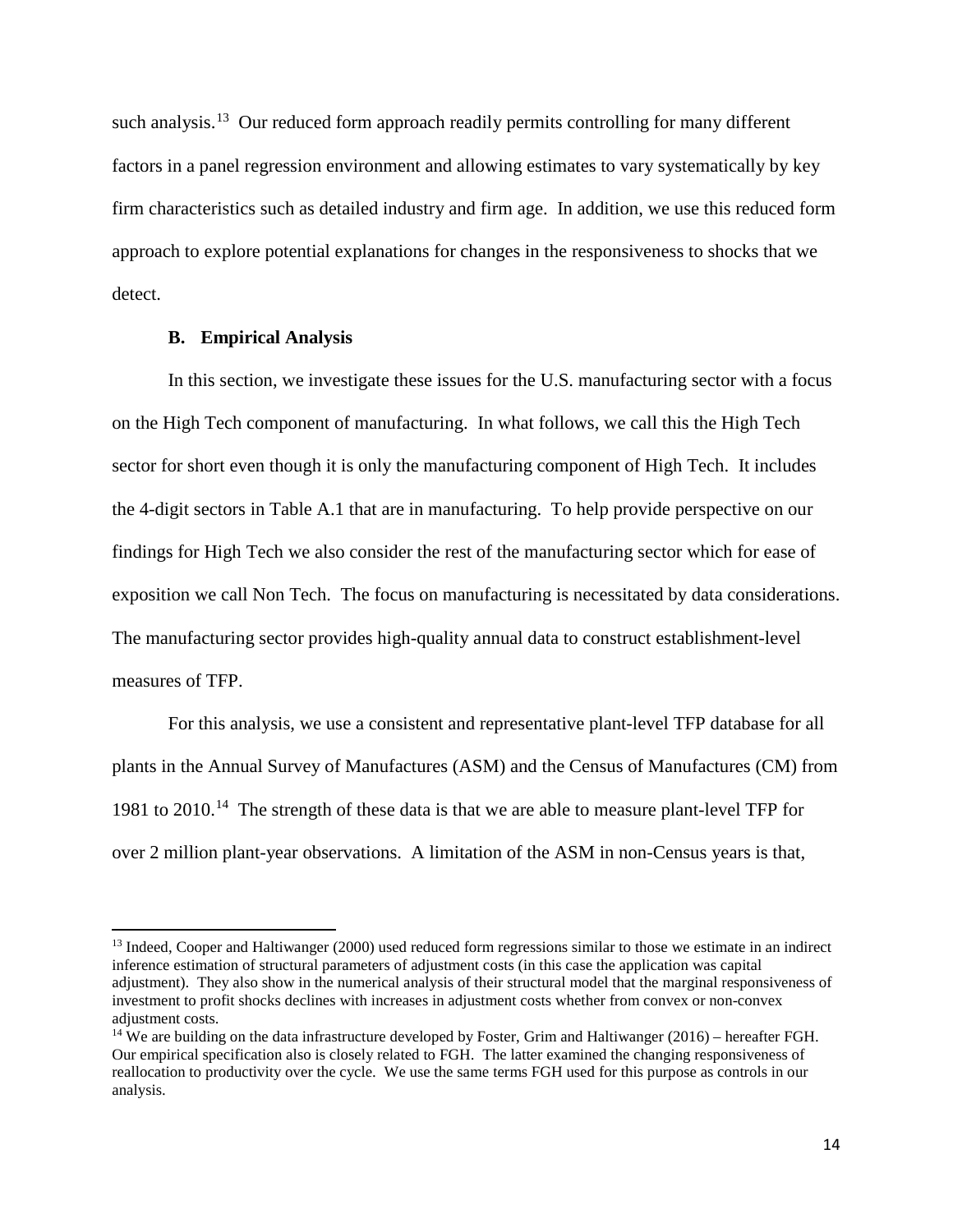such analysis.[13] Our reduced form approach readily permits controlling for many different factors in a panel regression environment and allowing estimates to vary systematically by key firm characteristics such as detailed industry and firm age. In addition, we use this reduced form approach to explore potential explanations for changes in the responsiveness to shocks that we detect.

### B. Empirical Analysis

In this section, we investigate these issues for the U.S. manufacturing sector with a focus on the High Tech component of manufacturing. In what follows, we call this the High Tech sector for short even though it is only the manufacturing component of High Tech. It includes the 4-digit sectors in Table A.1 that are in manufacturing. To help provide perspective on our findings for High Tech we also consider the rest of the manufacturing sector which for ease of exposition we call Non Tech. The focus on manufacturing is necessitated by data considerations. The manufacturing sector provides high-quality annual data to construct establishment-level measures of TFP.

For this analysis, we use a consistent and representative plant-level TFP database for all plants in the Annual Survey of Manufactures (ASM) and the Census of Manufactures (CM) from 1981 to 2010.[14] The strength of these data is that we are able to measure plant-level TFP for over 2 million plant-year observations. A limitation of the ASM in non-Census years is that,

---

[13] Indeed, Cooper and Haltiwanger (2000) used reduced form regressions similar to those we estimate in an indirect inference estimation of structural parameters of adjustment costs (in this case the application was capital adjustment). They also show in the numerical analysis of their structural model that the marginal responsiveness of investment to profit shocks declines with increases in adjustment costs whether from convex or non-convex adjustment costs.

[14] We are building on the data infrastructure developed by Foster, Grim and Haltiwanger (2016) – hereafter FGH. Our empirical specification also is closely related to FGH. The latter examined the changing responsiveness of reallocation to productivity over the cycle. We use the same terms FGH used for this purpose as controls in our analysis.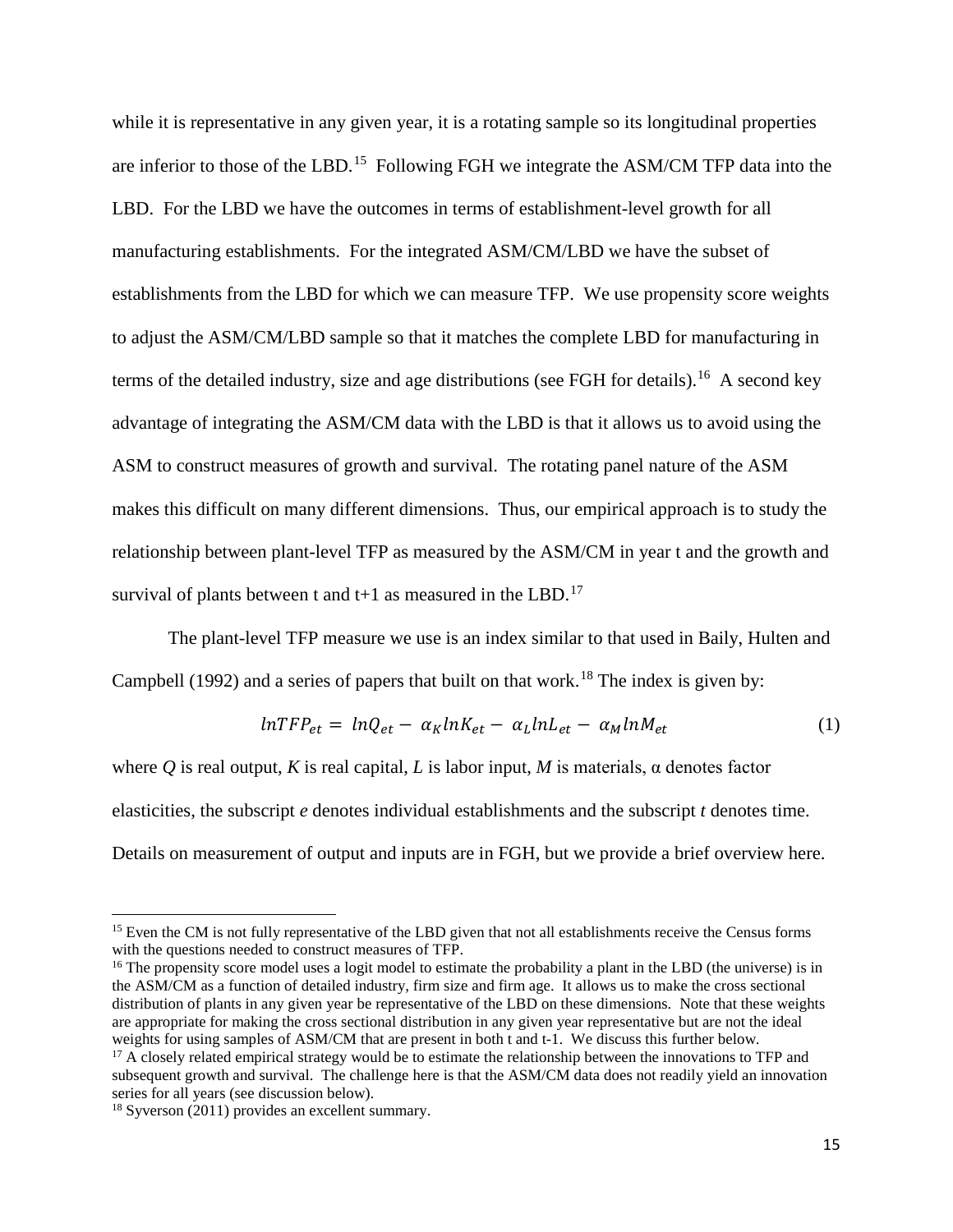while it is representative in any given year, it is a rotating sample so its longitudinal properties are inferior to those of the LBD.[15] Following FGH we integrate the ASM/CM TFP data into the LBD. For the LBD we have the outcomes in terms of establishment-level growth for all manufacturing establishments. For the integrated ASM/CM/LBD we have the subset of establishments from the LBD for which we can measure TFP. We use propensity score weights to adjust the ASM/CM/LBD sample so that it matches the complete LBD for manufacturing in terms of the detailed industry, size and age distributions (see FGH for details).[16] A second key advantage of integrating the ASM/CM data with the LBD is that it allows us to avoid using the ASM to construct measures of growth and survival. The rotating panel nature of the ASM makes this difficult on many different dimensions. Thus, our empirical approach is to study the relationship between plant-level TFP as measured by the ASM/CM in year t and the growth and survival of plants between t and t+1 as measured in the LBD.[17]

The plant-level TFP measure we use is an index similar to that used in Baily, Hulten and Campbell (1992) and a series of papers that built on that work.[18] The index is given by:

$$lnTFP_{et} = lnQ_{et} - \alpha_K lnK_{et} - \alpha_L lnL_{et} - \alpha_M lnM_{et} \tag{1}$$

where *Q* is real output, *K* is real capital, *L* is labor input, *M* is materials, α denotes factor elasticities, the subscript *e* denotes individual establishments and the subscript *t* denotes time. Details on measurement of output and inputs are in FGH, but we provide a brief overview here.

---

[15] Even the CM is not fully representative of the LBD given that not all establishments receive the Census forms with the questions needed to construct measures of TFP.

[16] The propensity score model uses a logit model to estimate the probability a plant in the LBD (the universe) is in the ASM/CM as a function of detailed industry, firm size and firm age. It allows us to make the cross sectional distribution of plants in any given year be representative of the LBD on these dimensions. Note that these weights are appropriate for making the cross sectional distribution in any given year representative but are not the ideal weights for using samples of ASM/CM that are present in both t and t-1. We discuss this further below.

[17] A closely related empirical strategy would be to estimate the relationship between the innovations to TFP and subsequent growth and survival. The challenge here is that the ASM/CM data does not readily yield an innovation series for all years (see discussion below).

[18] Syverson (2011) provides an excellent summary.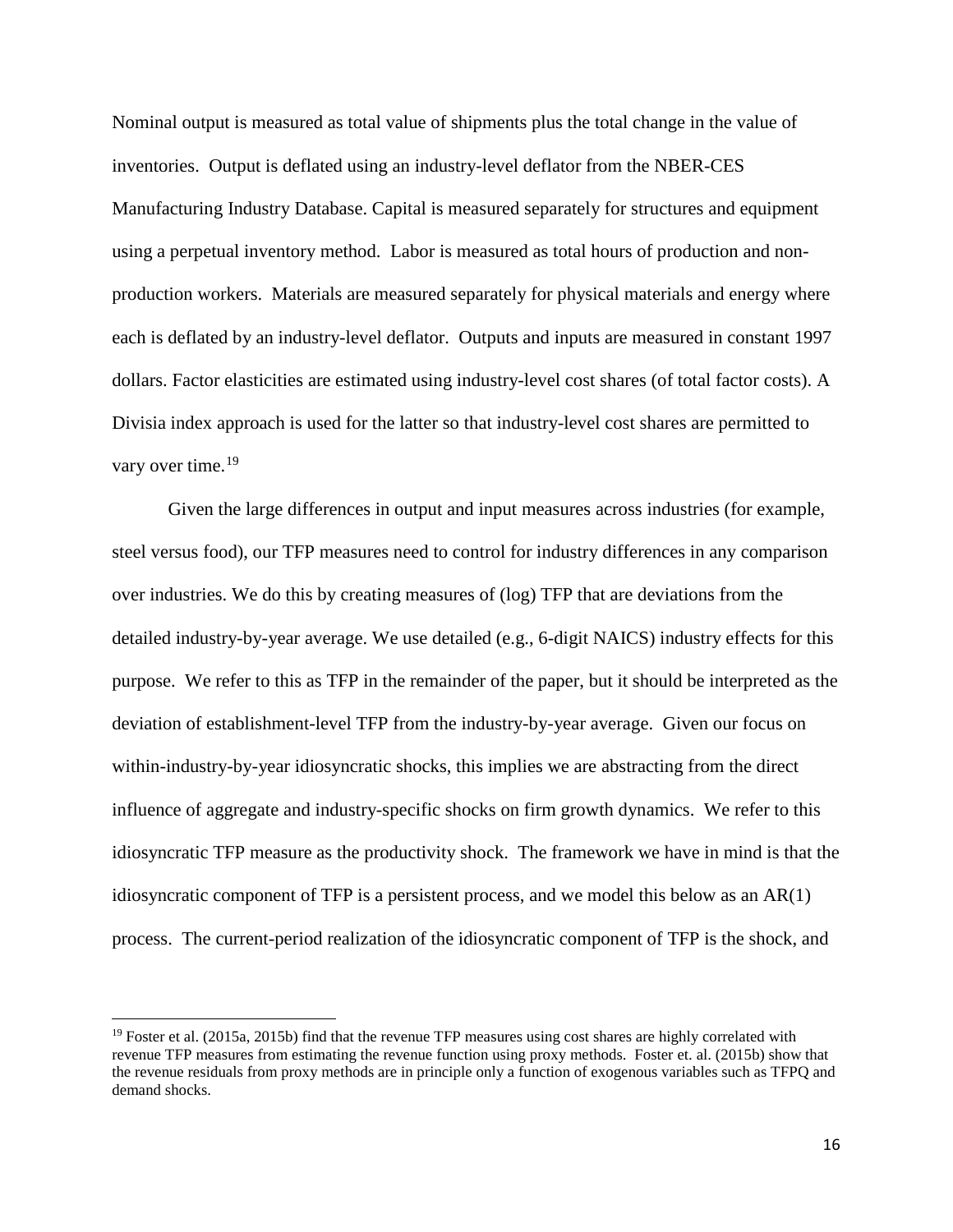Nominal output is measured as total value of shipments plus the total change in the value of inventories. Output is deflated using an industry-level deflator from the NBER-CES Manufacturing Industry Database. Capital is measured separately for structures and equipment using a perpetual inventory method. Labor is measured as total hours of production and non-production workers. Materials are measured separately for physical materials and energy where each is deflated by an industry-level deflator. Outputs and inputs are measured in constant 1997 dollars. Factor elasticities are estimated using industry-level cost shares (of total factor costs). A Divisia index approach is used for the latter so that industry-level cost shares are permitted to vary over time.[19]

Given the large differences in output and input measures across industries (for example, steel versus food), our TFP measures need to control for industry differences in any comparison over industries. We do this by creating measures of (log) TFP that are deviations from the detailed industry-by-year average. We use detailed (e.g., 6-digit NAICS) industry effects for this purpose. We refer to this as TFP in the remainder of the paper, but it should be interpreted as the deviation of establishment-level TFP from the industry-by-year average. Given our focus on within-industry-by-year idiosyncratic shocks, this implies we are abstracting from the direct influence of aggregate and industry-specific shocks on firm growth dynamics. We refer to this idiosyncratic TFP measure as the productivity shock. The framework we have in mind is that the idiosyncratic component of TFP is a persistent process, and we model this below as an AR(1) process. The current-period realization of the idiosyncratic component of TFP is the shock, and

[19] Foster et al. (2015a, 2015b) find that the revenue TFP measures using cost shares are highly correlated with revenue TFP measures from estimating the revenue function using proxy methods. Foster et. al. (2015b) show that the revenue residuals from proxy methods are in principle only a function of exogenous variables such as TFPQ and demand shocks.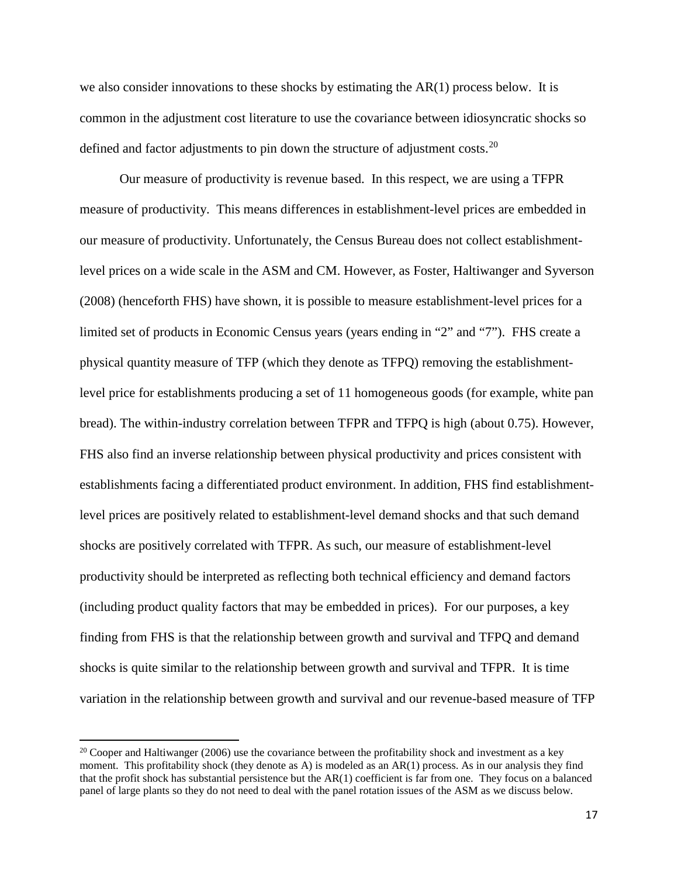we also consider innovations to these shocks by estimating the AR(1) process below. It is common in the adjustment cost literature to use the covariance between idiosyncratic shocks so defined and factor adjustments to pin down the structure of adjustment costs.[20]

Our measure of productivity is revenue based. In this respect, we are using a TFPR measure of productivity. This means differences in establishment-level prices are embedded in our measure of productivity. Unfortunately, the Census Bureau does not collect establishment-level prices on a wide scale in the ASM and CM. However, as Foster, Haltiwanger and Syverson (2008) (henceforth FHS) have shown, it is possible to measure establishment-level prices for a limited set of products in Economic Census years (years ending in "2" and "7"). FHS create a physical quantity measure of TFP (which they denote as TFPQ) removing the establishment-level price for establishments producing a set of 11 homogeneous goods (for example, white pan bread). The within-industry correlation between TFPR and TFPQ is high (about 0.75). However, FHS also find an inverse relationship between physical productivity and prices consistent with establishments facing a differentiated product environment. In addition, FHS find establishment-level prices are positively related to establishment-level demand shocks and that such demand shocks are positively correlated with TFPR. As such, our measure of establishment-level productivity should be interpreted as reflecting both technical efficiency and demand factors (including product quality factors that may be embedded in prices). For our purposes, a key finding from FHS is that the relationship between growth and survival and TFPQ and demand shocks is quite similar to the relationship between growth and survival and TFPR. It is time variation in the relationship between growth and survival and our revenue-based measure of TFP

[20] Cooper and Haltiwanger (2006) use the covariance between the profitability shock and investment as a key moment. This profitability shock (they denote as A) is modeled as an AR(1) process. As in our analysis they find that the profit shock has substantial persistence but the AR(1) coefficient is far from one. They focus on a balanced panel of large plants so they do not need to deal with the panel rotation issues of the ASM as we discuss below.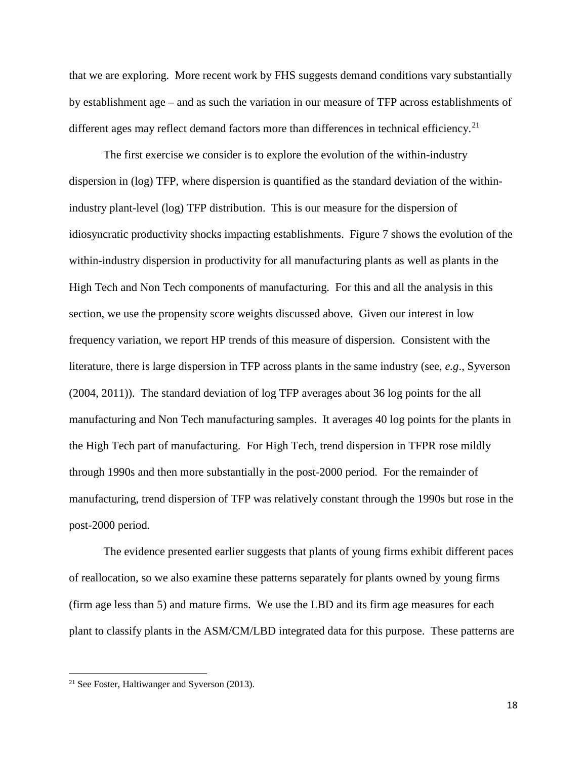that we are exploring. More recent work by FHS suggests demand conditions vary substantially by establishment age – and as such the variation in our measure of TFP across establishments of different ages may reflect demand factors more than differences in technical efficiency.[21]

The first exercise we consider is to explore the evolution of the within-industry dispersion in (log) TFP, where dispersion is quantified as the standard deviation of the within-industry plant-level (log) TFP distribution. This is our measure for the dispersion of idiosyncratic productivity shocks impacting establishments. Figure 7 shows the evolution of the within-industry dispersion in productivity for all manufacturing plants as well as plants in the High Tech and Non Tech components of manufacturing. For this and all the analysis in this section, we use the propensity score weights discussed above. Given our interest in low frequency variation, we report HP trends of this measure of dispersion. Consistent with the literature, there is large dispersion in TFP across plants in the same industry (see, *e.g*., Syverson (2004, 2011)). The standard deviation of log TFP averages about 36 log points for the all manufacturing and Non Tech manufacturing samples. It averages 40 log points for the plants in the High Tech part of manufacturing. For High Tech, trend dispersion in TFPR rose mildly through 1990s and then more substantially in the post-2000 period. For the remainder of manufacturing, trend dispersion of TFP was relatively constant through the 1990s but rose in the post-2000 period.

The evidence presented earlier suggests that plants of young firms exhibit different paces of reallocation, so we also examine these patterns separately for plants owned by young firms (firm age less than 5) and mature firms. We use the LBD and its firm age measures for each plant to classify plants in the ASM/CM/LBD integrated data for this purpose. These patterns are

---

[21] See Foster, Haltiwanger and Syverson (2013).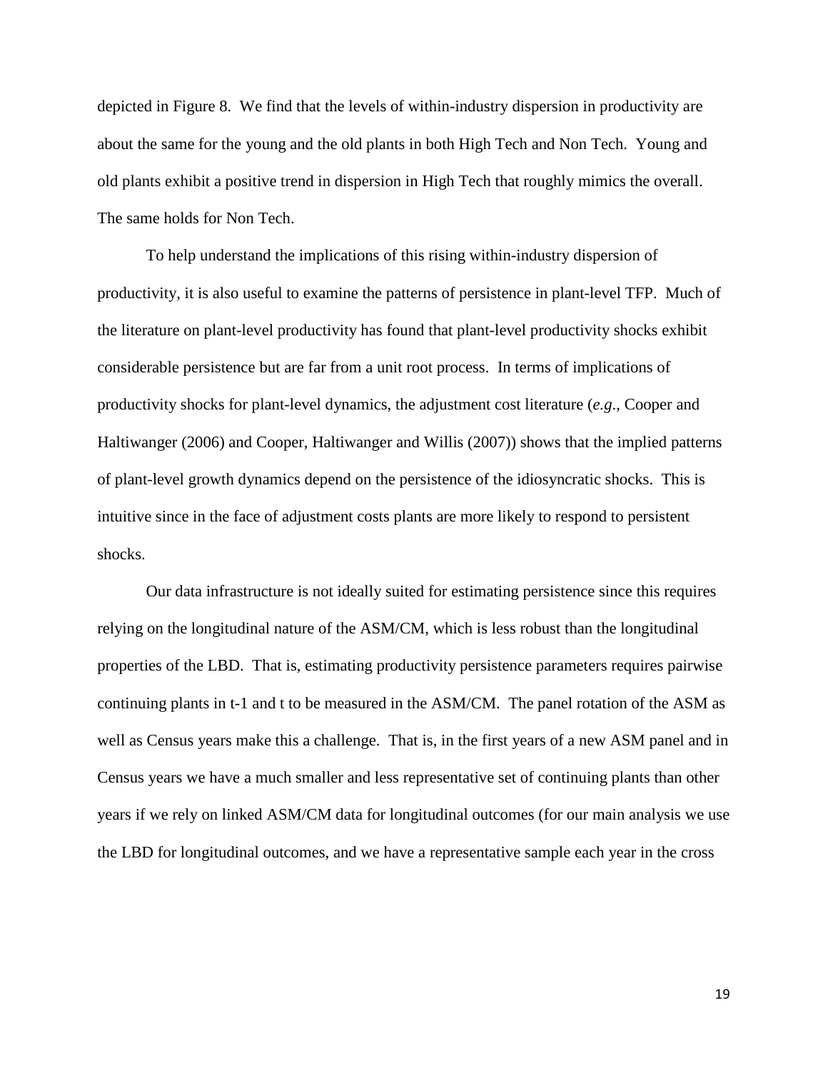depicted in Figure 8. We find that the levels of within-industry dispersion in productivity are about the same for the young and the old plants in both High Tech and Non Tech. Young and old plants exhibit a positive trend in dispersion in High Tech that roughly mimics the overall. The same holds for Non Tech.

To help understand the implications of this rising within-industry dispersion of productivity, it is also useful to examine the patterns of persistence in plant-level TFP. Much of the literature on plant-level productivity has found that plant-level productivity shocks exhibit considerable persistence but are far from a unit root process. In terms of implications of productivity shocks for plant-level dynamics, the adjustment cost literature (*e.g*., Cooper and Haltiwanger (2006) and Cooper, Haltiwanger and Willis (2007)) shows that the implied patterns of plant-level growth dynamics depend on the persistence of the idiosyncratic shocks. This is intuitive since in the face of adjustment costs plants are more likely to respond to persistent shocks.

Our data infrastructure is not ideally suited for estimating persistence since this requires relying on the longitudinal nature of the ASM/CM, which is less robust than the longitudinal properties of the LBD. That is, estimating productivity persistence parameters requires pairwise continuing plants in t-1 and t to be measured in the ASM/CM. The panel rotation of the ASM as well as Census years make this a challenge. That is, in the first years of a new ASM panel and in Census years we have a much smaller and less representative set of continuing plants than other years if we rely on linked ASM/CM data for longitudinal outcomes (for our main analysis we use the LBD for longitudinal outcomes, and we have a representative sample each year in the cross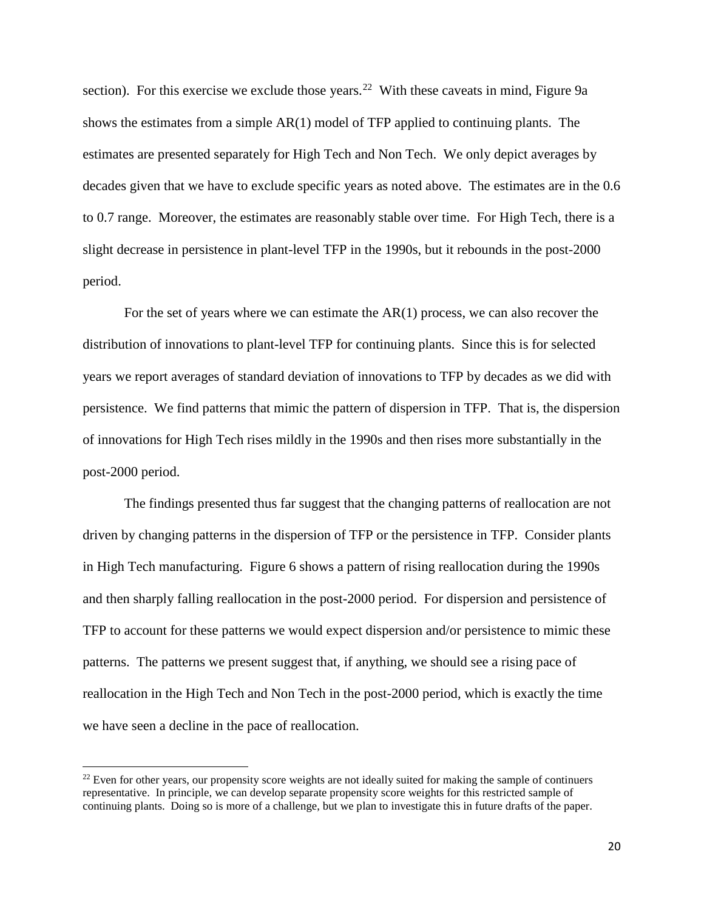section). For this exercise we exclude those years.[22] With these caveats in mind, Figure 9a shows the estimates from a simple AR(1) model of TFP applied to continuing plants. The estimates are presented separately for High Tech and Non Tech. We only depict averages by decades given that we have to exclude specific years as noted above. The estimates are in the 0.6 to 0.7 range. Moreover, the estimates are reasonably stable over time. For High Tech, there is a slight decrease in persistence in plant-level TFP in the 1990s, but it rebounds in the post-2000 period.

For the set of years where we can estimate the AR(1) process, we can also recover the distribution of innovations to plant-level TFP for continuing plants. Since this is for selected years we report averages of standard deviation of innovations to TFP by decades as we did with persistence. We find patterns that mimic the pattern of dispersion in TFP. That is, the dispersion of innovations for High Tech rises mildly in the 1990s and then rises more substantially in the post-2000 period.

The findings presented thus far suggest that the changing patterns of reallocation are not driven by changing patterns in the dispersion of TFP or the persistence in TFP. Consider plants in High Tech manufacturing. Figure 6 shows a pattern of rising reallocation during the 1990s and then sharply falling reallocation in the post-2000 period. For dispersion and persistence of TFP to account for these patterns we would expect dispersion and/or persistence to mimic these patterns. The patterns we present suggest that, if anything, we should see a rising pace of reallocation in the High Tech and Non Tech in the post-2000 period, which is exactly the time we have seen a decline in the pace of reallocation.

[22] Even for other years, our propensity score weights are not ideally suited for making the sample of continuers representative. In principle, we can develop separate propensity score weights for this restricted sample of continuing plants. Doing so is more of a challenge, but we plan to investigate this in future drafts of the paper.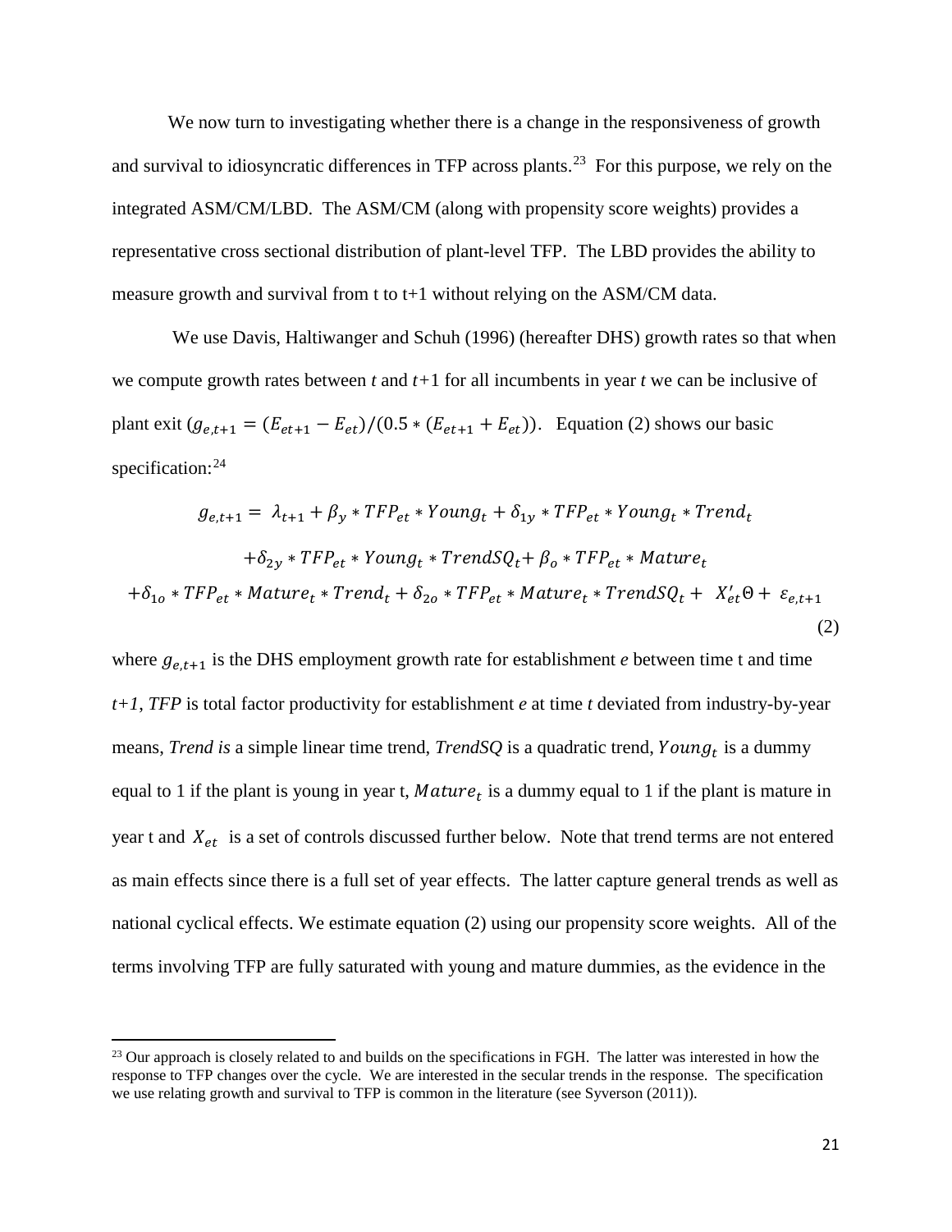We now turn to investigating whether there is a change in the responsiveness of growth and survival to idiosyncratic differences in TFP across plants.[23] For this purpose, we rely on the integrated ASM/CM/LBD. The ASM/CM (along with propensity score weights) provides a representative cross sectional distribution of plant-level TFP. The LBD provides the ability to measure growth and survival from t to t+1 without relying on the ASM/CM data.

We use Davis, Haltiwanger and Schuh (1996) (hereafter DHS) growth rates so that when we compute growth rates between *t* and *t+1* for all incumbents in year *t* we can be inclusive of plant exit ($g_{e,t+1} = (E_{et+1} - E_{et})/(0.5 * (E_{et+1} + E_{et}))$. Equation (2) shows our basic specification:[24]

$$
\begin{gathered}
g_{e,t+1} = \lambda_{t+1} + \beta_y * TFP_{et} * Young_t + \delta_{1y} * TFP_{et} * Young_t * Trend_t \\
+ \delta_{2y} * TFP_{et} * Young_t * TrendSQ_t + \beta_o * TFP_{et} * Mature_t \\
+ \delta_{1o} * TFP_{et} * Mature_t * Trend_t + \delta_{2o} * TFP_{et} * Mature_t * TrendSQ_t + X'_{et}\Theta + \varepsilon_{e,t+1}
\end{gathered} \tag{2}
$$

where $g_{e,t+1}$ is the DHS employment growth rate for establishment *e* between time t and time *t+1*, *TFP* is total factor productivity for establishment *e* at time *t* deviated from industry-by-year means, *Trend is* a simple linear time trend, *TrendSQ* is a quadratic trend, $Young_t$ is a dummy equal to 1 if the plant is young in year t, $Mature_t$ is a dummy equal to 1 if the plant is mature in year t and $X_{et}$ is a set of controls discussed further below. Note that trend terms are not entered as main effects since there is a full set of year effects. The latter capture general trends as well as national cyclical effects. We estimate equation (2) using our propensity score weights. All of the terms involving TFP are fully saturated with young and mature dummies, as the evidence in the

[23] Our approach is closely related to and builds on the specifications in FGH. The latter was interested in how the response to TFP changes over the cycle. We are interested in the secular trends in the response. The specification we use relating growth and survival to TFP is common in the literature (see Syverson (2011)).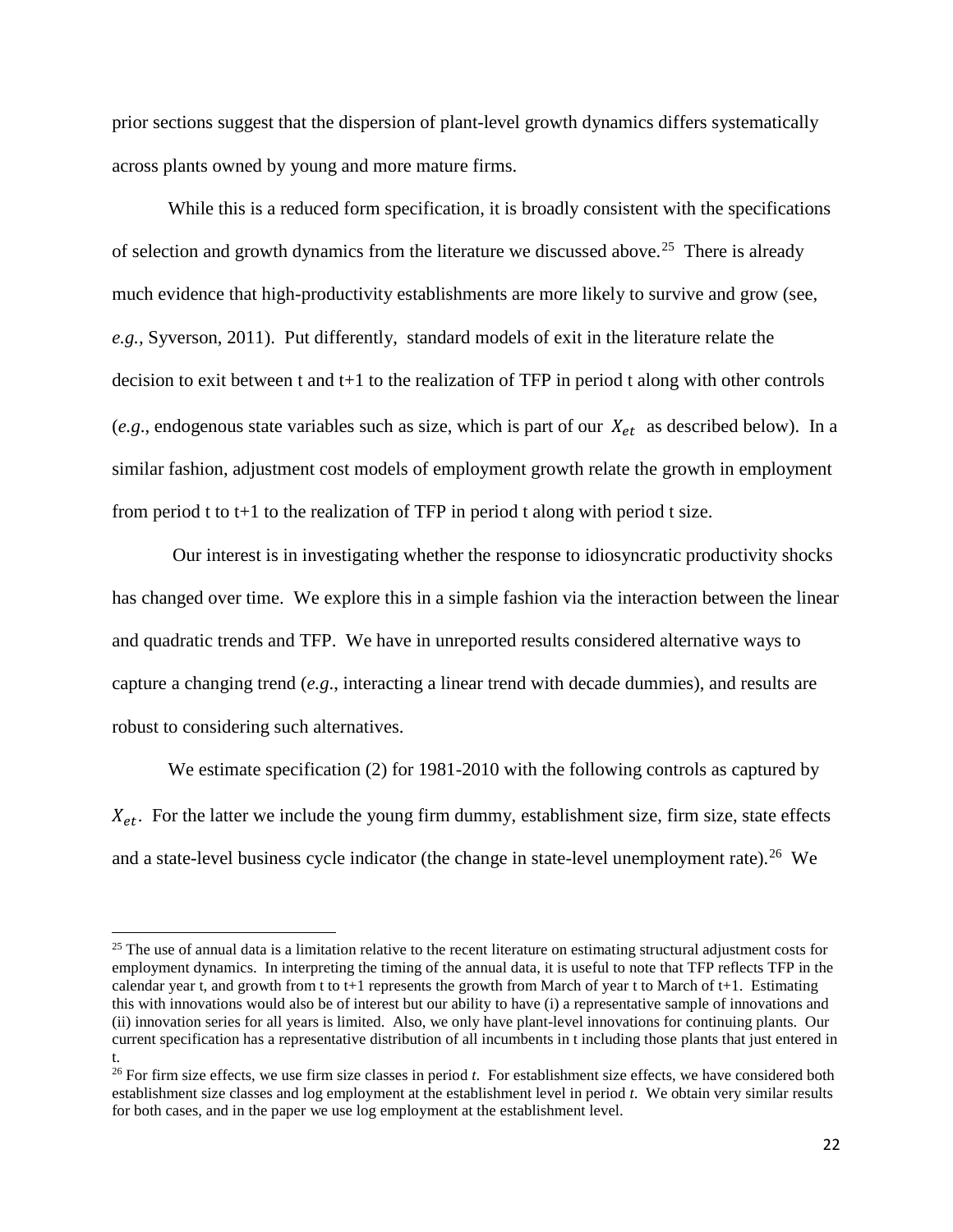prior sections suggest that the dispersion of plant-level growth dynamics differs systematically across plants owned by young and more mature firms.

While this is a reduced form specification, it is broadly consistent with the specifications of selection and growth dynamics from the literature we discussed above.[25] There is already much evidence that high-productivity establishments are more likely to survive and grow (see, *e.g.*, Syverson, 2011). Put differently, standard models of exit in the literature relate the decision to exit between t and t+1 to the realization of TFP in period t along with other controls (*e.g*., endogenous state variables such as size, which is part of our $X_{et}$ as described below). In a similar fashion, adjustment cost models of employment growth relate the growth in employment from period t to t+1 to the realization of TFP in period t along with period t size.

Our interest is in investigating whether the response to idiosyncratic productivity shocks has changed over time. We explore this in a simple fashion via the interaction between the linear and quadratic trends and TFP. We have in unreported results considered alternative ways to capture a changing trend (*e.g*., interacting a linear trend with decade dummies), and results are robust to considering such alternatives.

We estimate specification (2) for 1981-2010 with the following controls as captured by $X_{et}$. For the latter we include the young firm dummy, establishment size, firm size, state effects and a state-level business cycle indicator (the change in state-level unemployment rate).[26] We

---

[25] The use of annual data is a limitation relative to the recent literature on estimating structural adjustment costs for employment dynamics. In interpreting the timing of the annual data, it is useful to note that TFP reflects TFP in the calendar year t, and growth from t to t+1 represents the growth from March of year t to March of t+1. Estimating this with innovations would also be of interest but our ability to have (i) a representative sample of innovations and (ii) innovation series for all years is limited. Also, we only have plant-level innovations for continuing plants. Our current specification has a representative distribution of all incumbents in t including those plants that just entered in t.

[26] For firm size effects, we use firm size classes in period *t*. For establishment size effects, we have considered both establishment size classes and log employment at the establishment level in period *t*. We obtain very similar results for both cases, and in the paper we use log employment at the establishment level.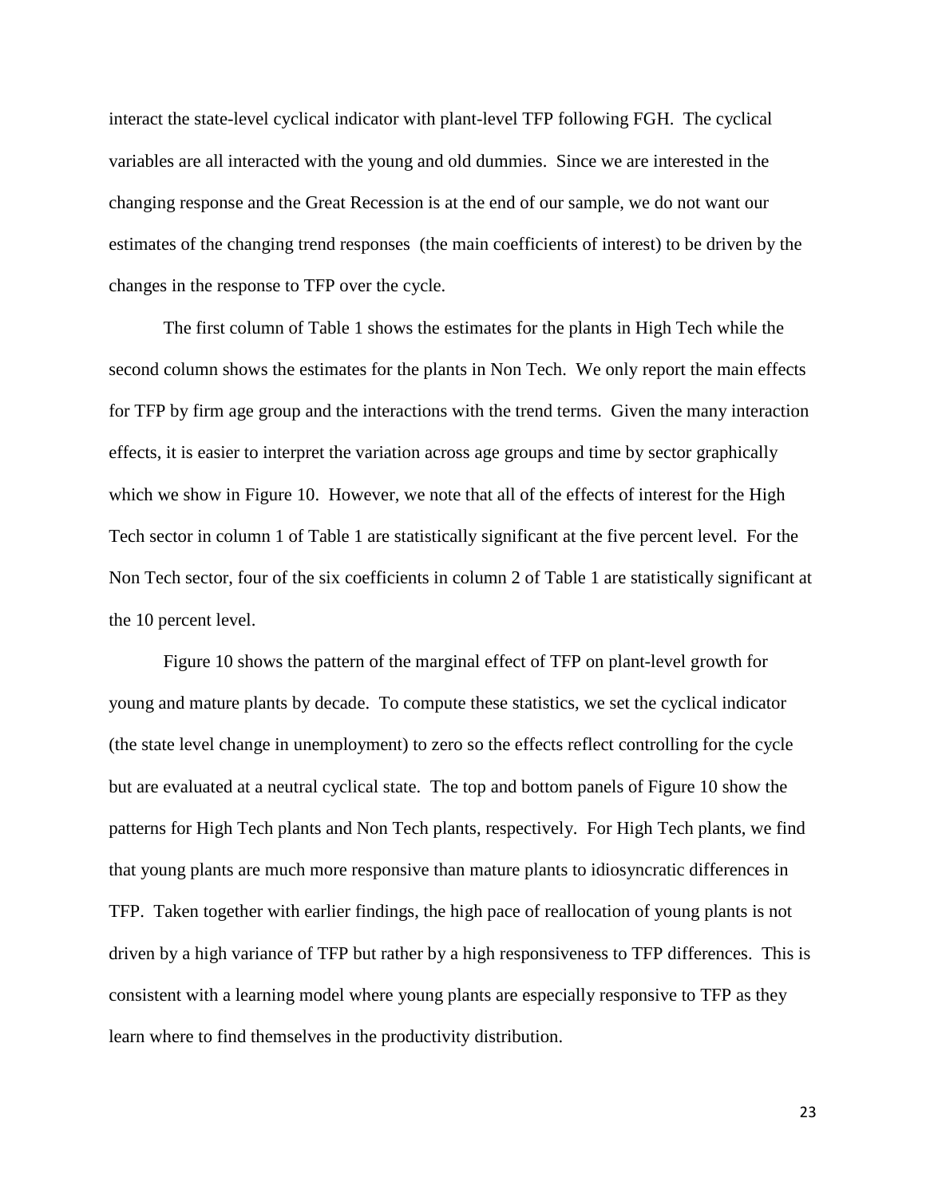interact the state-level cyclical indicator with plant-level TFP following FGH. The cyclical variables are all interacted with the young and old dummies. Since we are interested in the changing response and the Great Recession is at the end of our sample, we do not want our estimates of the changing trend responses (the main coefficients of interest) to be driven by the changes in the response to TFP over the cycle.

The first column of Table 1 shows the estimates for the plants in High Tech while the second column shows the estimates for the plants in Non Tech. We only report the main effects for TFP by firm age group and the interactions with the trend terms. Given the many interaction effects, it is easier to interpret the variation across age groups and time by sector graphically which we show in Figure 10. However, we note that all of the effects of interest for the High Tech sector in column 1 of Table 1 are statistically significant at the five percent level. For the Non Tech sector, four of the six coefficients in column 2 of Table 1 are statistically significant at the 10 percent level.

Figure 10 shows the pattern of the marginal effect of TFP on plant-level growth for young and mature plants by decade. To compute these statistics, we set the cyclical indicator (the state level change in unemployment) to zero so the effects reflect controlling for the cycle but are evaluated at a neutral cyclical state. The top and bottom panels of Figure 10 show the patterns for High Tech plants and Non Tech plants, respectively. For High Tech plants, we find that young plants are much more responsive than mature plants to idiosyncratic differences in TFP. Taken together with earlier findings, the high pace of reallocation of young plants is not driven by a high variance of TFP but rather by a high responsiveness to TFP differences. This is consistent with a learning model where young plants are especially responsive to TFP as they learn where to find themselves in the productivity distribution.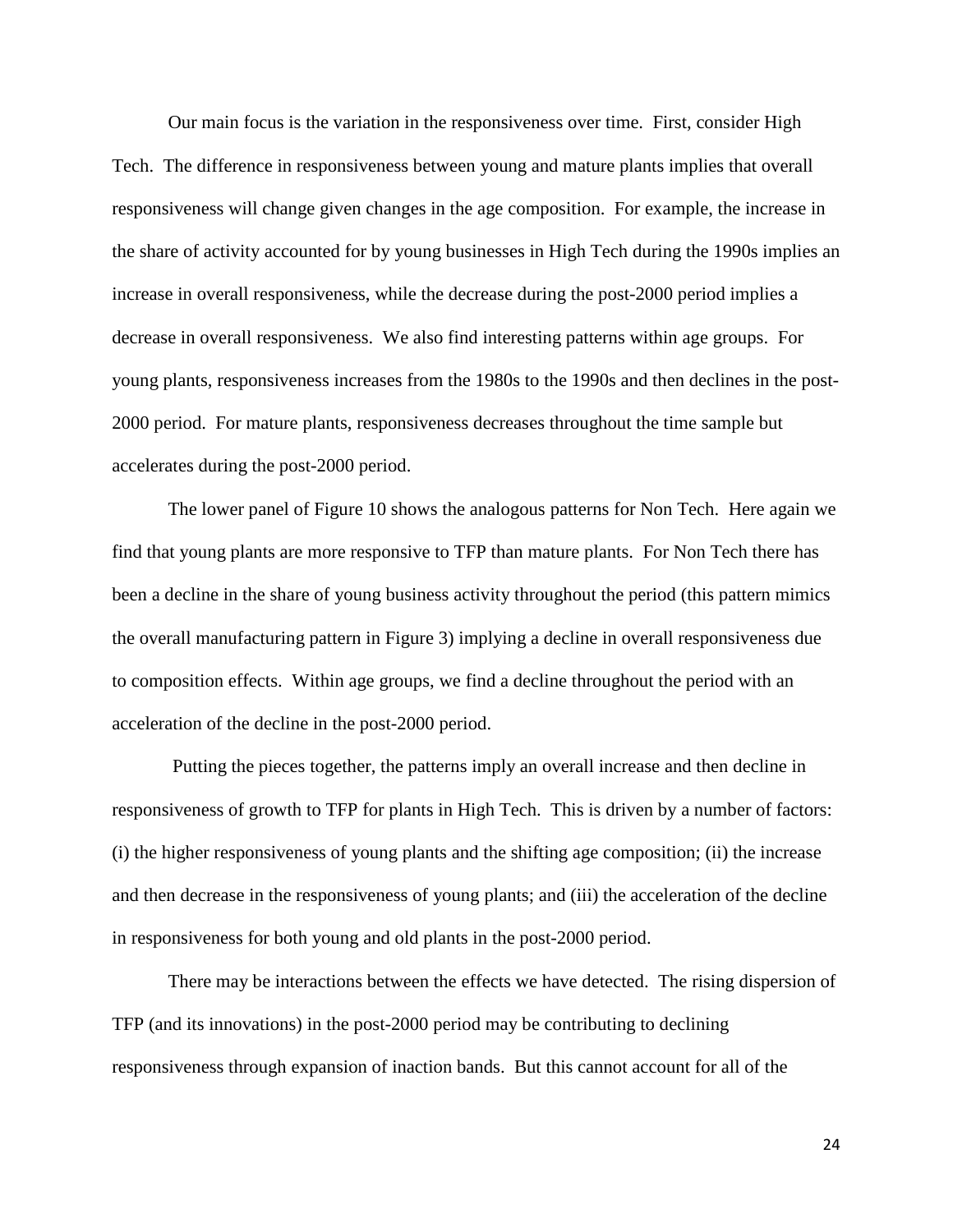Our main focus is the variation in the responsiveness over time. First, consider High Tech. The difference in responsiveness between young and mature plants implies that overall responsiveness will change given changes in the age composition. For example, the increase in the share of activity accounted for by young businesses in High Tech during the 1990s implies an increase in overall responsiveness, while the decrease during the post-2000 period implies a decrease in overall responsiveness. We also find interesting patterns within age groups. For young plants, responsiveness increases from the 1980s to the 1990s and then declines in the post-2000 period. For mature plants, responsiveness decreases throughout the time sample but accelerates during the post-2000 period.

The lower panel of Figure 10 shows the analogous patterns for Non Tech. Here again we find that young plants are more responsive to TFP than mature plants. For Non Tech there has been a decline in the share of young business activity throughout the period (this pattern mimics the overall manufacturing pattern in Figure 3) implying a decline in overall responsiveness due to composition effects. Within age groups, we find a decline throughout the period with an acceleration of the decline in the post-2000 period.

Putting the pieces together, the patterns imply an overall increase and then decline in responsiveness of growth to TFP for plants in High Tech. This is driven by a number of factors: (i) the higher responsiveness of young plants and the shifting age composition; (ii) the increase and then decrease in the responsiveness of young plants; and (iii) the acceleration of the decline in responsiveness for both young and old plants in the post-2000 period.

There may be interactions between the effects we have detected. The rising dispersion of TFP (and its innovations) in the post-2000 period may be contributing to declining responsiveness through expansion of inaction bands. But this cannot account for all of the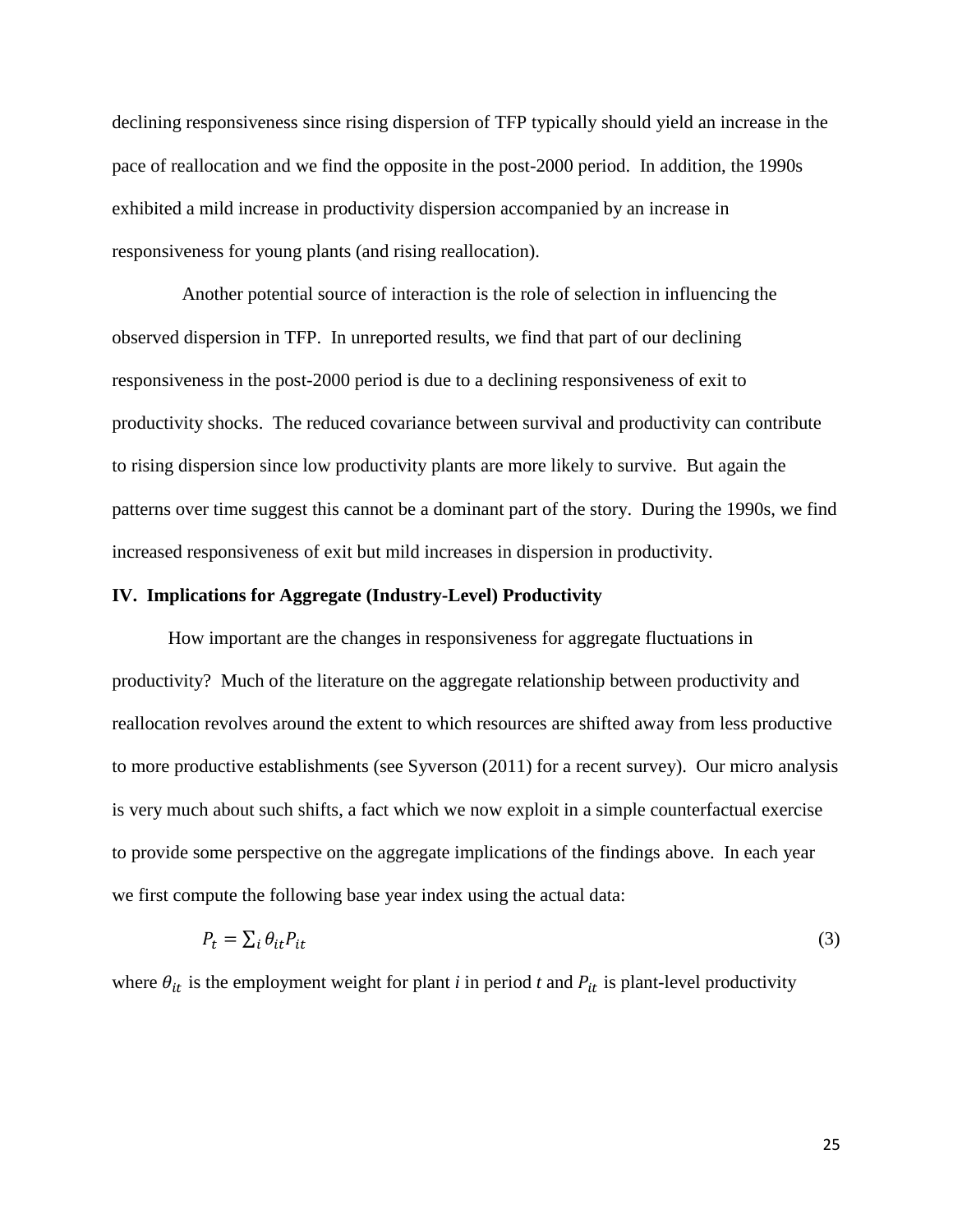declining responsiveness since rising dispersion of TFP typically should yield an increase in the pace of reallocation and we find the opposite in the post-2000 period. In addition, the 1990s exhibited a mild increase in productivity dispersion accompanied by an increase in responsiveness for young plants (and rising reallocation).

Another potential source of interaction is the role of selection in influencing the observed dispersion in TFP. In unreported results, we find that part of our declining responsiveness in the post-2000 period is due to a declining responsiveness of exit to productivity shocks. The reduced covariance between survival and productivity can contribute to rising dispersion since low productivity plants are more likely to survive. But again the patterns over time suggest this cannot be a dominant part of the story. During the 1990s, we find increased responsiveness of exit but mild increases in dispersion in productivity.

## IV. Implications for Aggregate (Industry-Level) Productivity

How important are the changes in responsiveness for aggregate fluctuations in productivity? Much of the literature on the aggregate relationship between productivity and reallocation revolves around the extent to which resources are shifted away from less productive to more productive establishments (see Syverson (2011) for a recent survey). Our micro analysis is very much about such shifts, a fact which we now exploit in a simple counterfactual exercise to provide some perspective on the aggregate implications of the findings above. In each year we first compute the following base year index using the actual data:

$$P_t = \sum_i \theta_{it} P_{it} \tag{3}$$

where $\theta_{it}$ is the employment weight for plant *i* in period *t* and $P_{it}$ is plant-level productivity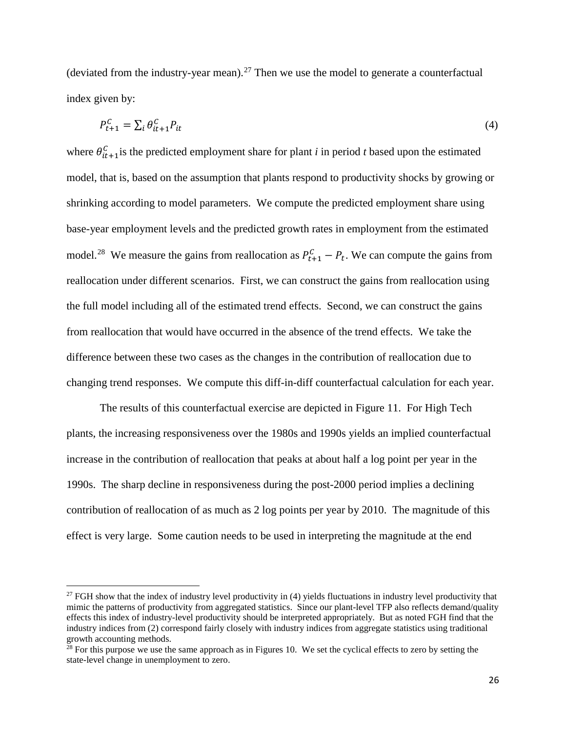(deviated from the industry-year mean).[27] Then we use the model to generate a counterfactual index given by:

$$P^C_{t+1} = \sum_i \theta^C_{it+1} P_{it} \tag{4}$$

where $\theta^C_{it+1}$ is the predicted employment share for plant *i* in period *t* based upon the estimated model, that is, based on the assumption that plants respond to productivity shocks by growing or shrinking according to model parameters. We compute the predicted employment share using base-year employment levels and the predicted growth rates in employment from the estimated model.[28] We measure the gains from reallocation as $P^C_{t+1} - P_t$. We can compute the gains from reallocation under different scenarios. First, we can construct the gains from reallocation using the full model including all of the estimated trend effects. Second, we can construct the gains from reallocation that would have occurred in the absence of the trend effects. We take the difference between these two cases as the changes in the contribution of reallocation due to changing trend responses. We compute this diff-in-diff counterfactual calculation for each year.

The results of this counterfactual exercise are depicted in Figure 11. For High Tech plants, the increasing responsiveness over the 1980s and 1990s yields an implied counterfactual increase in the contribution of reallocation that peaks at about half a log point per year in the 1990s. The sharp decline in responsiveness during the post-2000 period implies a declining contribution of reallocation of as much as 2 log points per year by 2010. The magnitude of this effect is very large. Some caution needs to be used in interpreting the magnitude at the end

[27] FGH show that the index of industry level productivity in (4) yields fluctuations in industry level productivity that mimic the patterns of productivity from aggregated statistics. Since our plant-level TFP also reflects demand/quality effects this index of industry-level productivity should be interpreted appropriately. But as noted FGH find that the industry indices from (2) correspond fairly closely with industry indices from aggregate statistics using traditional growth accounting methods.

[28] For this purpose we use the same approach as in Figures 10. We set the cyclical effects to zero by setting the state-level change in unemployment to zero.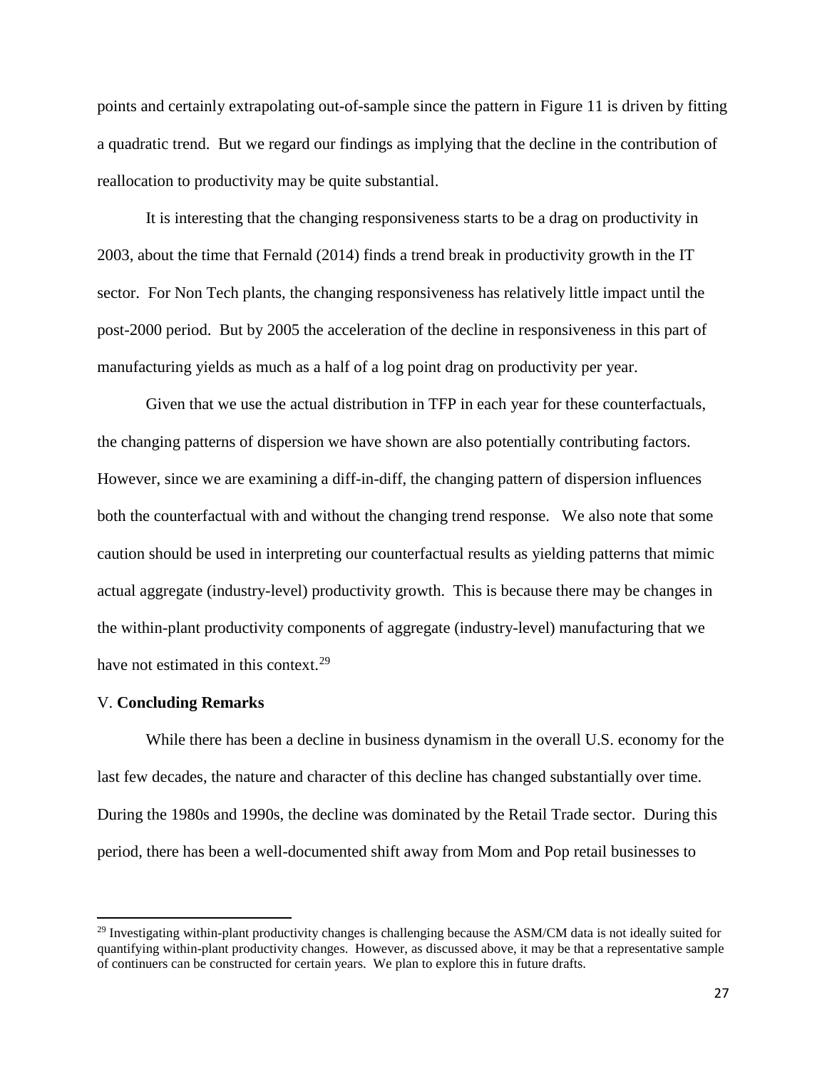points and certainly extrapolating out-of-sample since the pattern in Figure 11 is driven by fitting a quadratic trend. But we regard our findings as implying that the decline in the contribution of reallocation to productivity may be quite substantial.

It is interesting that the changing responsiveness starts to be a drag on productivity in 2003, about the time that Fernald (2014) finds a trend break in productivity growth in the IT sector. For Non Tech plants, the changing responsiveness has relatively little impact until the post-2000 period. But by 2005 the acceleration of the decline in responsiveness in this part of manufacturing yields as much as a half of a log point drag on productivity per year.

Given that we use the actual distribution in TFP in each year for these counterfactuals, the changing patterns of dispersion we have shown are also potentially contributing factors. However, since we are examining a diff-in-diff, the changing pattern of dispersion influences both the counterfactual with and without the changing trend response. We also note that some caution should be used in interpreting our counterfactual results as yielding patterns that mimic actual aggregate (industry-level) productivity growth. This is because there may be changes in the within-plant productivity components of aggregate (industry-level) manufacturing that we have not estimated in this context.[29]

## V. **Concluding Remarks**

While there has been a decline in business dynamism in the overall U.S. economy for the last few decades, the nature and character of this decline has changed substantially over time. During the 1980s and 1990s, the decline was dominated by the Retail Trade sector. During this period, there has been a well-documented shift away from Mom and Pop retail businesses to

[29] Investigating within-plant productivity changes is challenging because the ASM/CM data is not ideally suited for quantifying within-plant productivity changes. However, as discussed above, it may be that a representative sample of continuers can be constructed for certain years. We plan to explore this in future drafts.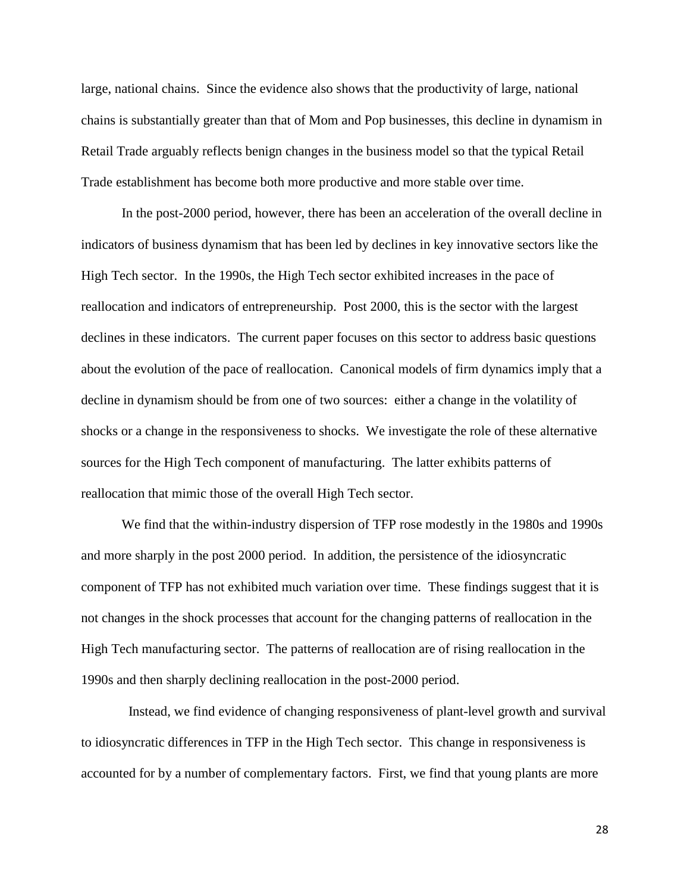large, national chains. Since the evidence also shows that the productivity of large, national chains is substantially greater than that of Mom and Pop businesses, this decline in dynamism in Retail Trade arguably reflects benign changes in the business model so that the typical Retail Trade establishment has become both more productive and more stable over time.

In the post-2000 period, however, there has been an acceleration of the overall decline in indicators of business dynamism that has been led by declines in key innovative sectors like the High Tech sector. In the 1990s, the High Tech sector exhibited increases in the pace of reallocation and indicators of entrepreneurship. Post 2000, this is the sector with the largest declines in these indicators. The current paper focuses on this sector to address basic questions about the evolution of the pace of reallocation. Canonical models of firm dynamics imply that a decline in dynamism should be from one of two sources: either a change in the volatility of shocks or a change in the responsiveness to shocks. We investigate the role of these alternative sources for the High Tech component of manufacturing. The latter exhibits patterns of reallocation that mimic those of the overall High Tech sector.

We find that the within-industry dispersion of TFP rose modestly in the 1980s and 1990s and more sharply in the post 2000 period. In addition, the persistence of the idiosyncratic component of TFP has not exhibited much variation over time. These findings suggest that it is not changes in the shock processes that account for the changing patterns of reallocation in the High Tech manufacturing sector. The patterns of reallocation are of rising reallocation in the 1990s and then sharply declining reallocation in the post-2000 period.

Instead, we find evidence of changing responsiveness of plant-level growth and survival to idiosyncratic differences in TFP in the High Tech sector. This change in responsiveness is accounted for by a number of complementary factors. First, we find that young plants are more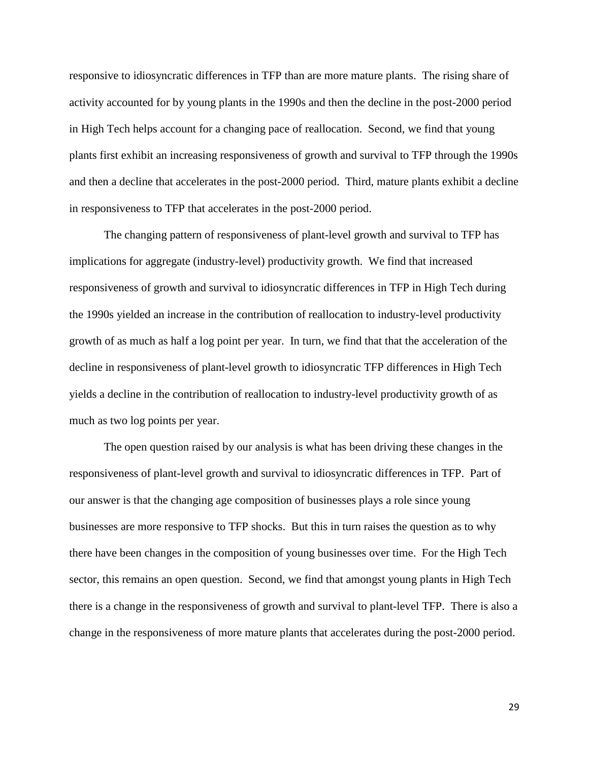responsive to idiosyncratic differences in TFP than are more mature plants. The rising share of activity accounted for by young plants in the 1990s and then the decline in the post-2000 period in High Tech helps account for a changing pace of reallocation. Second, we find that young plants first exhibit an increasing responsiveness of growth and survival to TFP through the 1990s and then a decline that accelerates in the post-2000 period. Third, mature plants exhibit a decline in responsiveness to TFP that accelerates in the post-2000 period.

The changing pattern of responsiveness of plant-level growth and survival to TFP has implications for aggregate (industry-level) productivity growth. We find that increased responsiveness of growth and survival to idiosyncratic differences in TFP in High Tech during the 1990s yielded an increase in the contribution of reallocation to industry-level productivity growth of as much as half a log point per year. In turn, we find that that the acceleration of the decline in responsiveness of plant-level growth to idiosyncratic TFP differences in High Tech yields a decline in the contribution of reallocation to industry-level productivity growth of as much as two log points per year.

The open question raised by our analysis is what has been driving these changes in the responsiveness of plant-level growth and survival to idiosyncratic differences in TFP. Part of our answer is that the changing age composition of businesses plays a role since young businesses are more responsive to TFP shocks. But this in turn raises the question as to why there have been changes in the composition of young businesses over time. For the High Tech sector, this remains an open question. Second, we find that amongst young plants in High Tech there is a change in the responsiveness of growth and survival to plant-level TFP. There is also a change in the responsiveness of more mature plants that accelerates during the post-2000 period.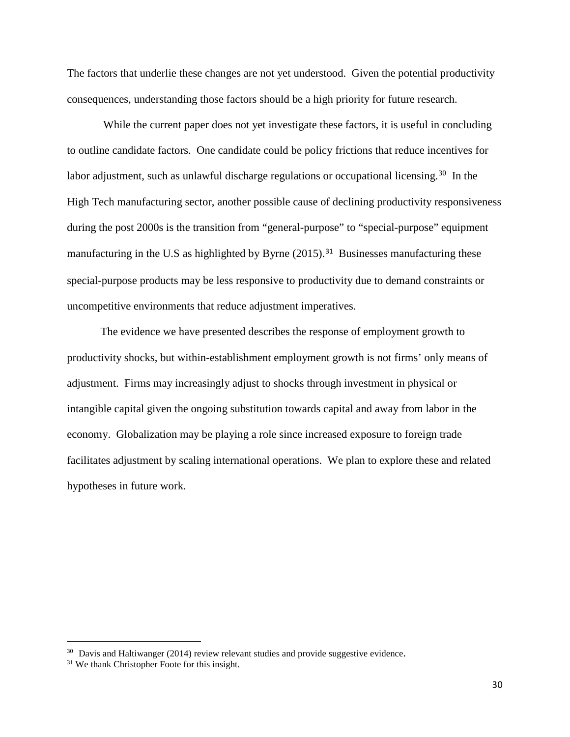The factors that underlie these changes are not yet understood. Given the potential productivity consequences, understanding those factors should be a high priority for future research.

While the current paper does not yet investigate these factors, it is useful in concluding to outline candidate factors. One candidate could be policy frictions that reduce incentives for labor adjustment, such as unlawful discharge regulations or occupational licensing.[30] In the High Tech manufacturing sector, another possible cause of declining productivity responsiveness during the post 2000s is the transition from "general-purpose" to "special-purpose" equipment manufacturing in the U.S as highlighted by Byrne (2015).[31] Businesses manufacturing these special-purpose products may be less responsive to productivity due to demand constraints or uncompetitive environments that reduce adjustment imperatives.

The evidence we have presented describes the response of employment growth to productivity shocks, but within-establishment employment growth is not firms' only means of adjustment. Firms may increasingly adjust to shocks through investment in physical or intangible capital given the ongoing substitution towards capital and away from labor in the economy. Globalization may be playing a role since increased exposure to foreign trade facilitates adjustment by scaling international operations. We plan to explore these and related hypotheses in future work.

---

[30] Davis and Haltiwanger (2014) review relevant studies and provide suggestive evidence.

[31] We thank Christopher Foote for this insight.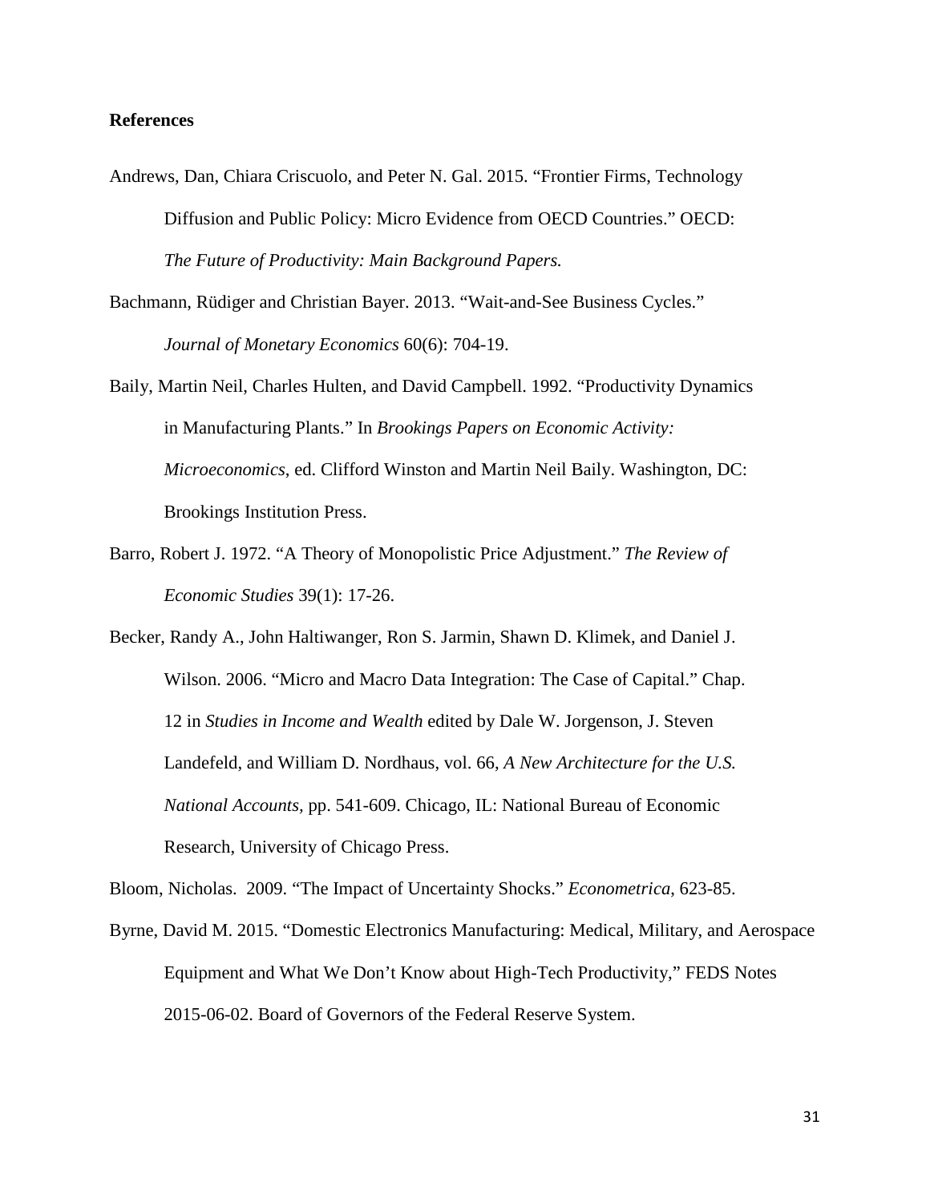### References

Andrews, Dan, Chiara Criscuolo, and Peter N. Gal. 2015. "Frontier Firms, Technology Diffusion and Public Policy: Micro Evidence from OECD Countries." OECD: *The Future of Productivity: Main Background Papers.*

Bachmann, Rüdiger and Christian Bayer. 2013. "Wait-and-See Business Cycles." *Journal of Monetary Economics* 60(6): 704-19.

Baily, Martin Neil, Charles Hulten, and David Campbell. 1992. "Productivity Dynamics in Manufacturing Plants." In *Brookings Papers on Economic Activity: Microeconomics*, ed. Clifford Winston and Martin Neil Baily. Washington, DC: Brookings Institution Press.

Barro, Robert J. 1972. "A Theory of Monopolistic Price Adjustment." *The Review of Economic Studies* 39(1): 17-26.

Becker, Randy A., John Haltiwanger, Ron S. Jarmin, Shawn D. Klimek, and Daniel J. Wilson. 2006. "Micro and Macro Data Integration: The Case of Capital." Chap. 12 in *Studies in Income and Wealth* edited by Dale W. Jorgenson, J. Steven Landefeld, and William D. Nordhaus, vol. 66, *A New Architecture for the U.S. National Accounts,* pp. 541-609. Chicago, IL: National Bureau of Economic Research, University of Chicago Press.

Bloom, Nicholas. 2009. "The Impact of Uncertainty Shocks." *Econometrica*, 623-85.

Byrne, David M. 2015. "Domestic Electronics Manufacturing: Medical, Military, and Aerospace Equipment and What We Don't Know about High-Tech Productivity," FEDS Notes 2015-06-02. Board of Governors of the Federal Reserve System.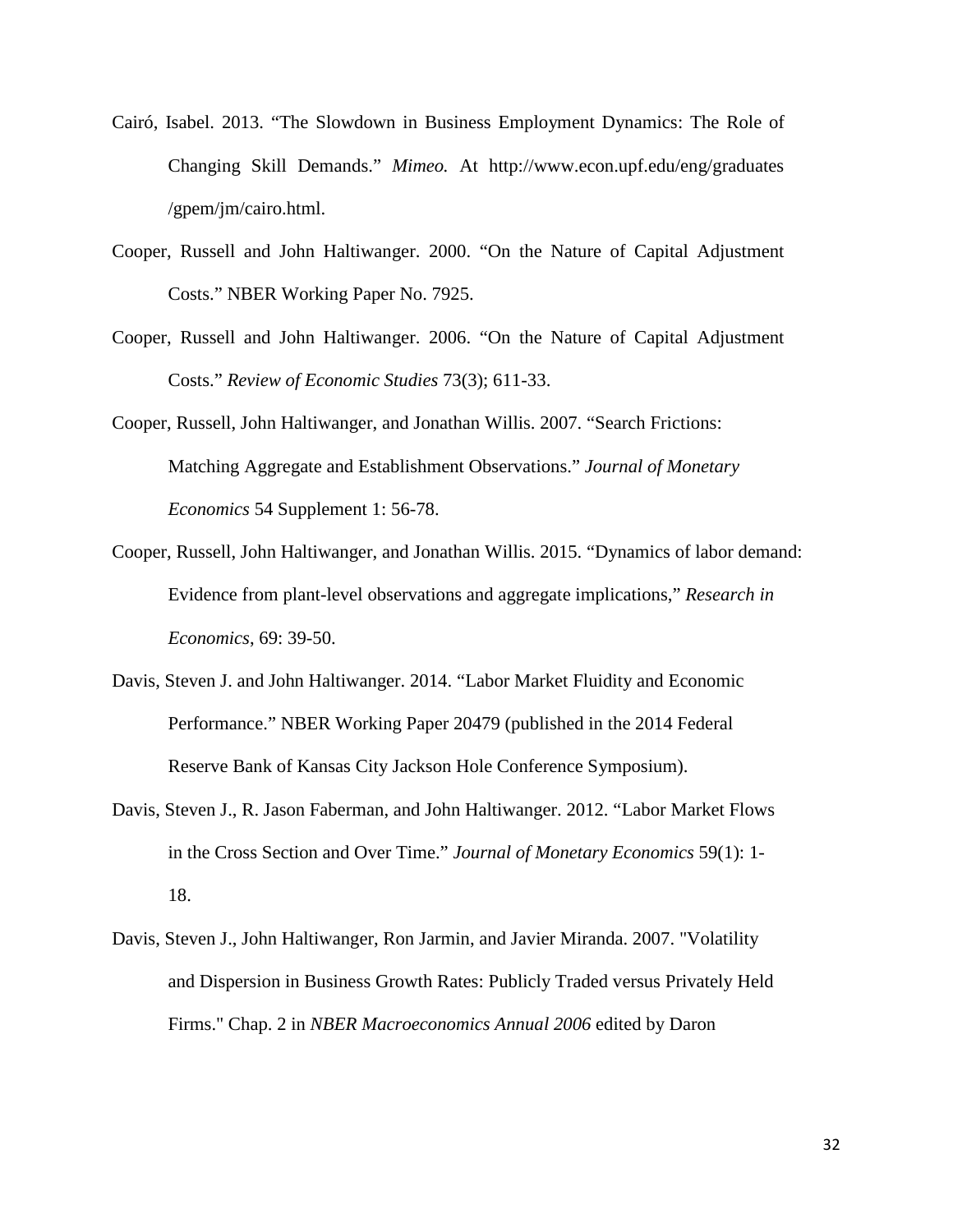Cairó, Isabel. 2013. "The Slowdown in Business Employment Dynamics: The Role of Changing Skill Demands." *Mimeo.* At http://www.econ.upf.edu/eng/graduates/gpem/jm/cairo.html.

Cooper, Russell and John Haltiwanger. 2000. "On the Nature of Capital Adjustment Costs." NBER Working Paper No. 7925.

Cooper, Russell and John Haltiwanger. 2006. "On the Nature of Capital Adjustment Costs." *Review of Economic Studies* 73(3); 611-33.

Cooper, Russell, John Haltiwanger, and Jonathan Willis. 2007. "Search Frictions: Matching Aggregate and Establishment Observations." *Journal of Monetary Economics* 54 Supplement 1: 56-78.

Cooper, Russell, John Haltiwanger, and Jonathan Willis. 2015. "Dynamics of labor demand: Evidence from plant-level observations and aggregate implications," *Research in Economics*, 69: 39-50.

Davis, Steven J. and John Haltiwanger. 2014. "Labor Market Fluidity and Economic Performance." NBER Working Paper 20479 (published in the 2014 Federal Reserve Bank of Kansas City Jackson Hole Conference Symposium).

Davis, Steven J., R. Jason Faberman, and John Haltiwanger. 2012. "Labor Market Flows in the Cross Section and Over Time." *Journal of Monetary Economics* 59(1): 1-18.

Davis, Steven J., John Haltiwanger, Ron Jarmin, and Javier Miranda. 2007. "Volatility and Dispersion in Business Growth Rates: Publicly Traded versus Privately Held Firms." Chap. 2 in *NBER Macroeconomics Annual 2006* edited by Daron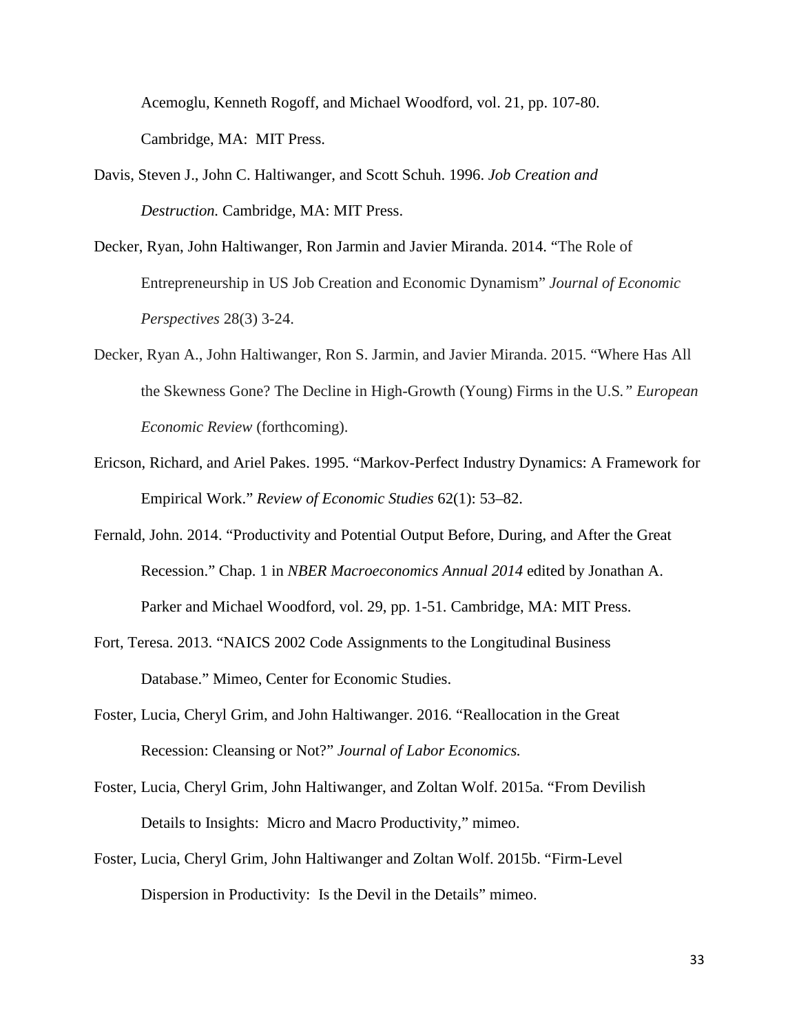Acemoglu, Kenneth Rogoff, and Michael Woodford, vol. 21, pp. 107-80. Cambridge, MA: MIT Press.

Davis, Steven J., John C. Haltiwanger, and Scott Schuh. 1996. *Job Creation and Destruction.* Cambridge, MA: MIT Press.

Decker, Ryan, John Haltiwanger, Ron Jarmin and Javier Miranda. 2014. "The Role of Entrepreneurship in US Job Creation and Economic Dynamism" *Journal of Economic Perspectives* 28(3) 3-24.

Decker, Ryan A., John Haltiwanger, Ron S. Jarmin, and Javier Miranda. 2015. "Where Has All the Skewness Gone? The Decline in High-Growth (Young) Firms in the U.S." *European Economic Review* (forthcoming).

Ericson, Richard, and Ariel Pakes. 1995. "Markov-Perfect Industry Dynamics: A Framework for Empirical Work." *Review of Economic Studies* 62(1): 53–82.

Fernald, John. 2014. "Productivity and Potential Output Before, During, and After the Great Recession." Chap. 1 in *NBER Macroeconomics Annual 2014* edited by Jonathan A. Parker and Michael Woodford, vol. 29, pp. 1-51. Cambridge, MA: MIT Press.

Fort, Teresa. 2013. "NAICS 2002 Code Assignments to the Longitudinal Business Database." Mimeo, Center for Economic Studies.

Foster, Lucia, Cheryl Grim, and John Haltiwanger. 2016. "Reallocation in the Great Recession: Cleansing or Not?" *Journal of Labor Economics.*

Foster, Lucia, Cheryl Grim, John Haltiwanger, and Zoltan Wolf. 2015a. "From Devilish Details to Insights: Micro and Macro Productivity," mimeo.

Foster, Lucia, Cheryl Grim, John Haltiwanger and Zoltan Wolf. 2015b. "Firm-Level Dispersion in Productivity: Is the Devil in the Details" mimeo.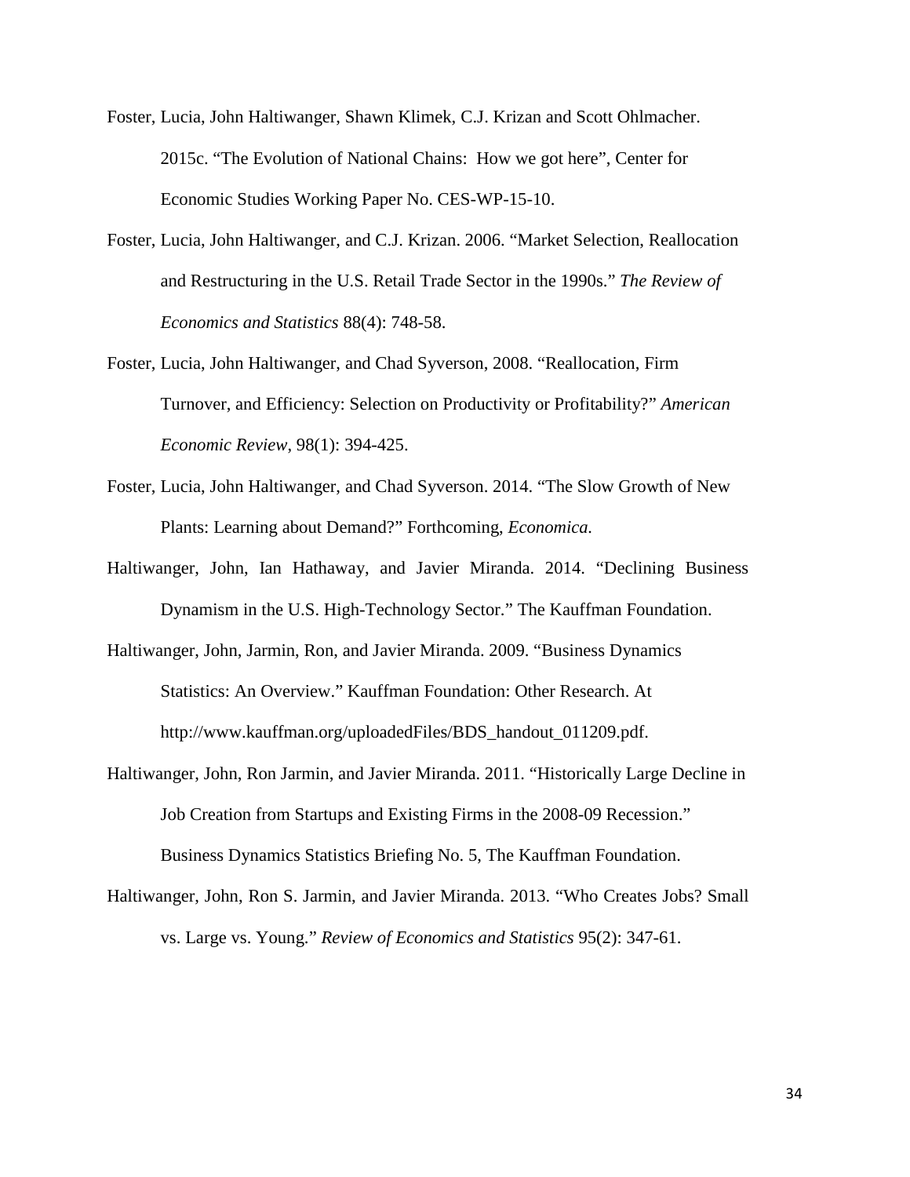Foster, Lucia, John Haltiwanger, Shawn Klimek, C.J. Krizan and Scott Ohlmacher. 2015c. "The Evolution of National Chains: How we got here", Center for Economic Studies Working Paper No. CES-WP-15-10.

Foster, Lucia, John Haltiwanger, and C.J. Krizan. 2006. "Market Selection, Reallocation and Restructuring in the U.S. Retail Trade Sector in the 1990s." *The Review of Economics and Statistics* 88(4): 748-58.

Foster, Lucia, John Haltiwanger, and Chad Syverson, 2008. "Reallocation, Firm Turnover, and Efficiency: Selection on Productivity or Profitability?" *American Economic Review*, 98(1): 394-425.

Foster, Lucia, John Haltiwanger, and Chad Syverson. 2014. "The Slow Growth of New Plants: Learning about Demand?" Forthcoming, *Economica.*

Haltiwanger, John, Ian Hathaway, and Javier Miranda. 2014. "Declining Business Dynamism in the U.S. High-Technology Sector." The Kauffman Foundation.

Haltiwanger, John, Jarmin, Ron, and Javier Miranda. 2009. "Business Dynamics Statistics: An Overview." Kauffman Foundation: Other Research. At http://www.kauffman.org/uploadedFiles/BDS_handout_011209.pdf.

Haltiwanger, John, Ron Jarmin, and Javier Miranda. 2011. "Historically Large Decline in Job Creation from Startups and Existing Firms in the 2008-09 Recession." Business Dynamics Statistics Briefing No. 5, The Kauffman Foundation.

Haltiwanger, John, Ron S. Jarmin, and Javier Miranda. 2013. "Who Creates Jobs? Small vs. Large vs. Young." *Review of Economics and Statistics* 95(2): 347-61.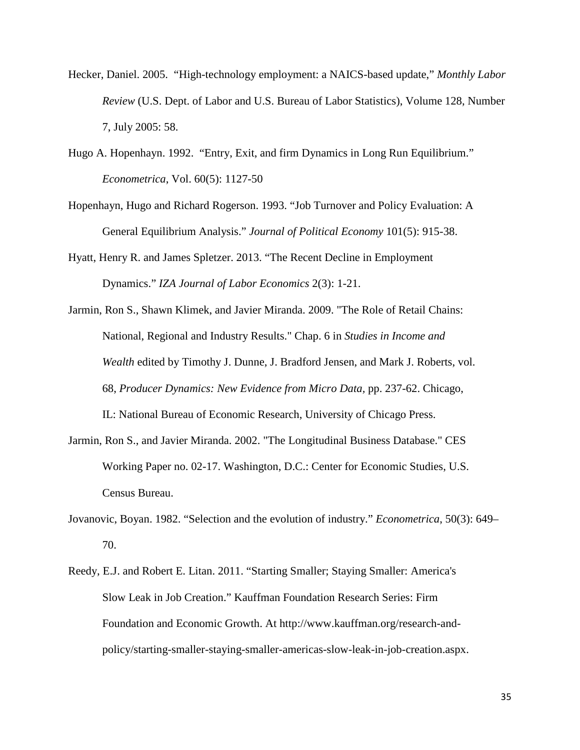Hecker, Daniel. 2005. "High-technology employment: a NAICS-based update," *Monthly Labor Review* (U.S. Dept. of Labor and U.S. Bureau of Labor Statistics), Volume 128, Number 7, July 2005: 58.

Hugo A. Hopenhayn. 1992. "Entry, Exit, and firm Dynamics in Long Run Equilibrium." *Econometrica*, Vol. 60(5): 1127-50

Hopenhayn, Hugo and Richard Rogerson. 1993. "Job Turnover and Policy Evaluation: A General Equilibrium Analysis." *Journal of Political Economy* 101(5): 915-38.

Hyatt, Henry R. and James Spletzer. 2013. "The Recent Decline in Employment Dynamics." *IZA Journal of Labor Economics* 2(3): 1-21.

Jarmin, Ron S., Shawn Klimek, and Javier Miranda. 2009. "The Role of Retail Chains: National, Regional and Industry Results." Chap. 6 in *Studies in Income and Wealth* edited by Timothy J. Dunne, J. Bradford Jensen, and Mark J. Roberts, vol. 68, *Producer Dynamics: New Evidence from Micro Data*, pp. 237-62. Chicago, IL: National Bureau of Economic Research, University of Chicago Press.

Jarmin, Ron S., and Javier Miranda. 2002. "The Longitudinal Business Database." CES Working Paper no. 02-17. Washington, D.C.: Center for Economic Studies, U.S. Census Bureau.

Jovanovic, Boyan. 1982. "Selection and the evolution of industry." *Econometrica*, 50(3): 649–70.

Reedy, E.J. and Robert E. Litan. 2011. "Starting Smaller; Staying Smaller: America's Slow Leak in Job Creation." Kauffman Foundation Research Series: Firm Foundation and Economic Growth. At http://www.kauffman.org/research-and-policy/starting-smaller-staying-smaller-americas-slow-leak-in-job-creation.aspx.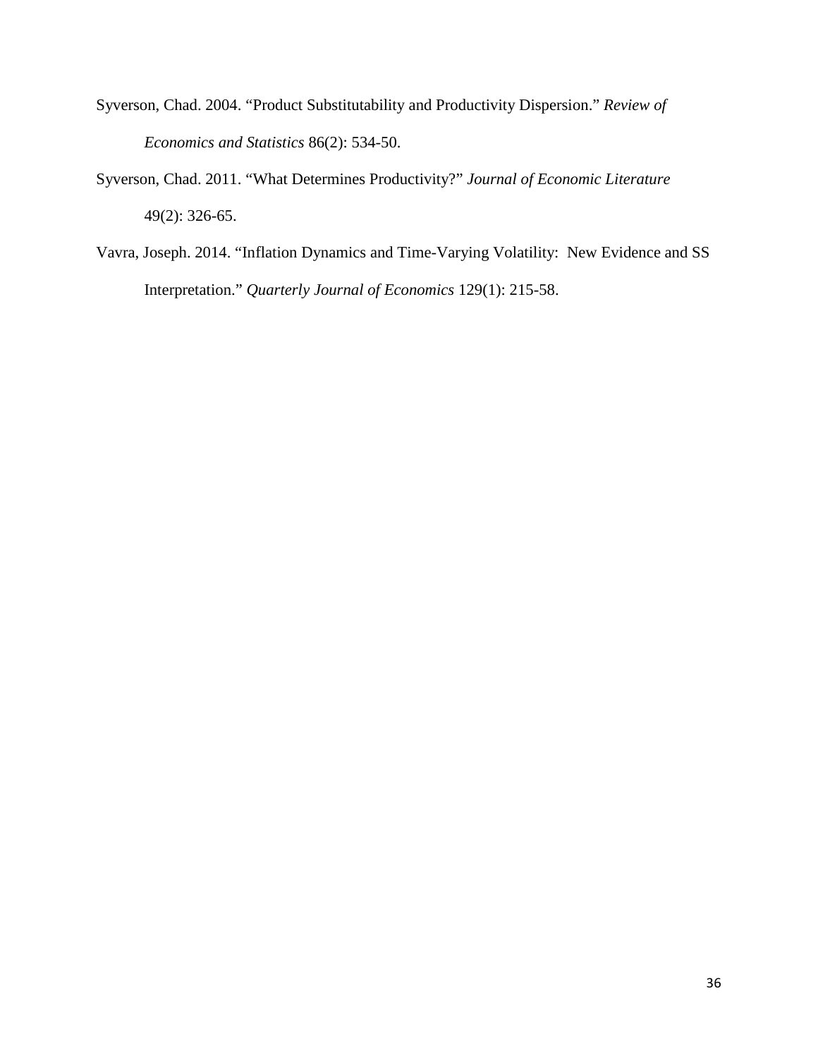Syverson, Chad. 2004. "Product Substitutability and Productivity Dispersion." *Review of Economics and Statistics* 86(2): 534-50.

Syverson, Chad. 2011. "What Determines Productivity?" *Journal of Economic Literature* 49(2): 326-65.

Vavra, Joseph. 2014. "Inflation Dynamics and Time-Varying Volatility: New Evidence and SS Interpretation." *Quarterly Journal of Economics* 129(1): 215-58.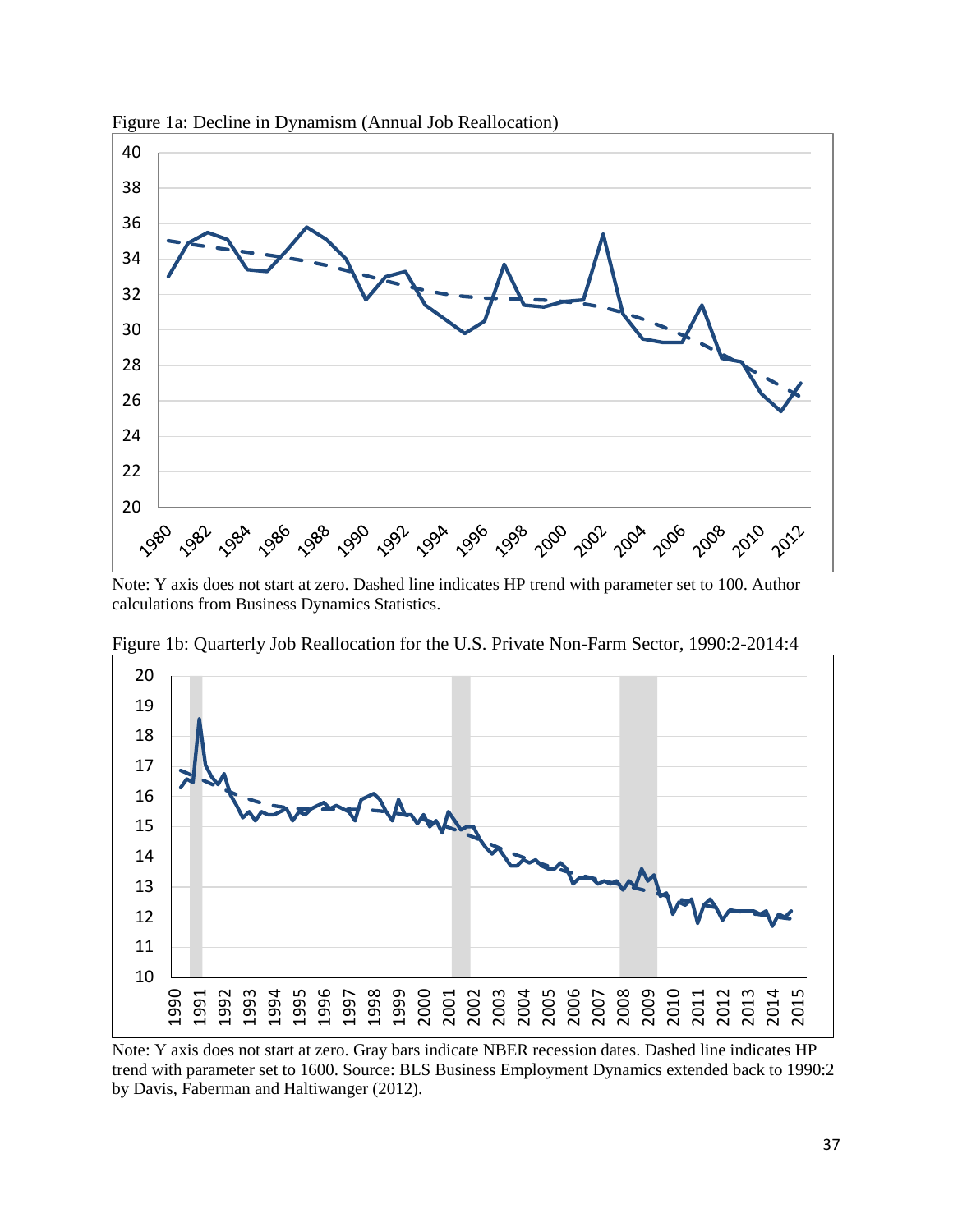Figure 1a: Decline in Dynamism (Annual Job Reallocation)

Note: Y axis does not start at zero. Dashed line indicates HP trend with parameter set to 100. Author calculations from Business Dynamics Statistics.

Figure 1b: Quarterly Job Reallocation for the U.S. Private Non-Farm Sector, 1990:2-2014:4

Note: Y axis does not start at zero. Gray bars indicate NBER recession dates. Dashed line indicates HP trend with parameter set to 1600. Source: BLS Business Employment Dynamics extended back to 1990:2 by Davis, Faberman and Haltiwanger (2012).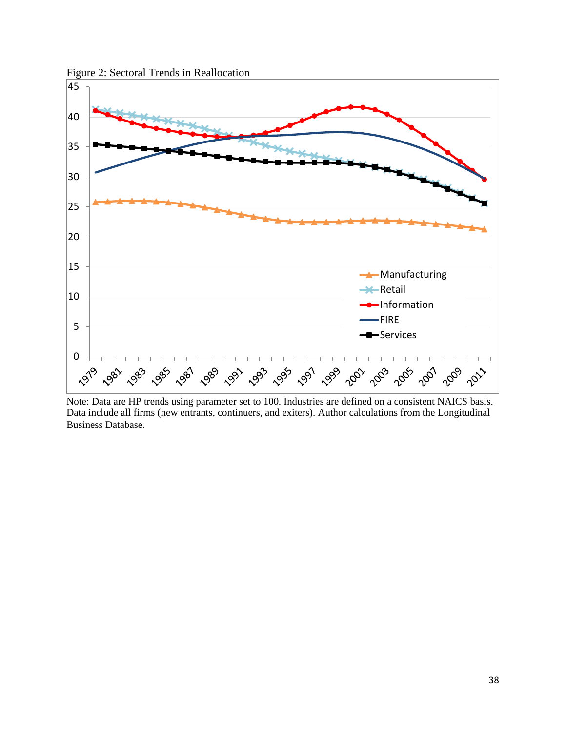Figure 2: Sectoral Trends in Reallocation

Note: Data are HP trends using parameter set to 100. Industries are defined on a consistent NAICS basis. Data include all firms (new entrants, continuers, and exiters). Author calculations from the Longitudinal Business Database.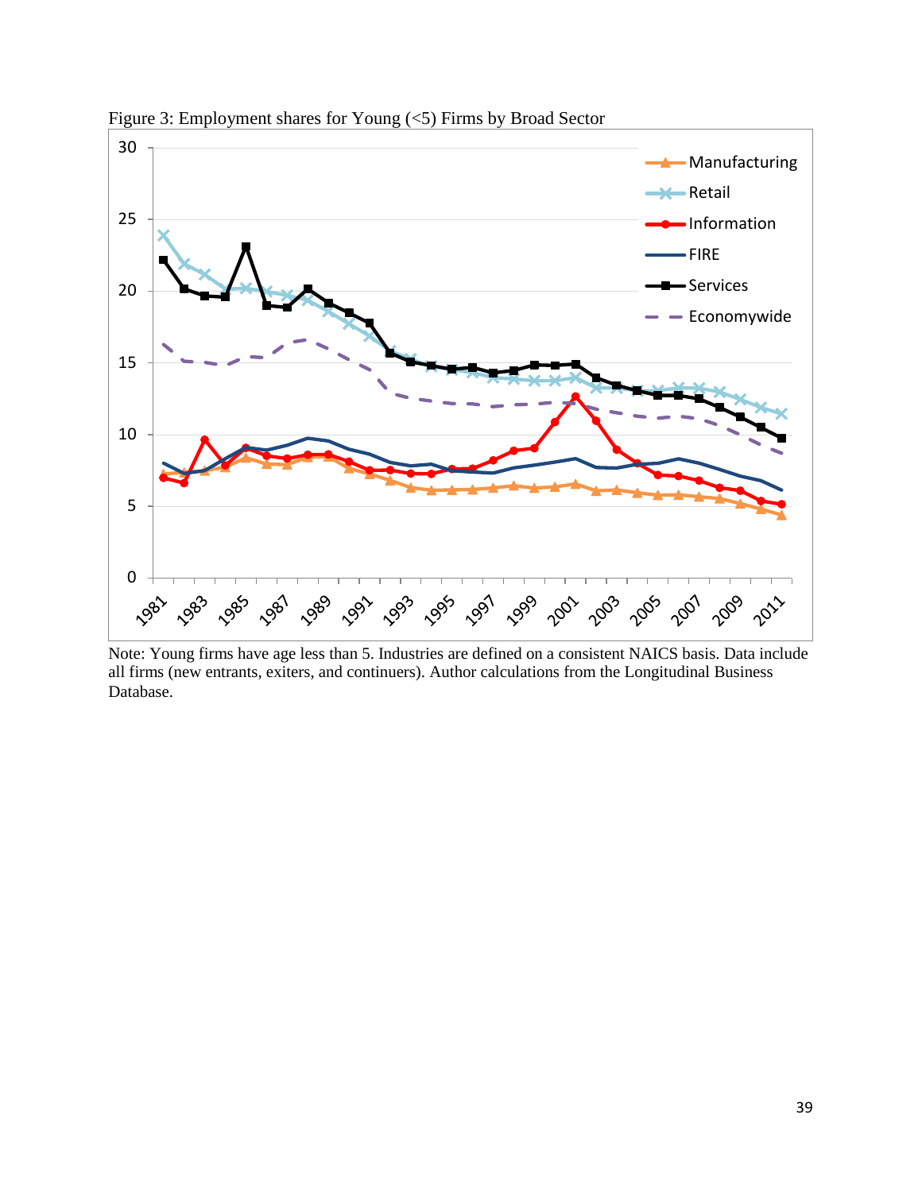Figure 3: Employment shares for Young (<5) Firms by Broad Sector

Note: Young firms have age less than 5. Industries are defined on a consistent NAICS basis. Data include all firms (new entrants, exiters, and continuers). Author calculations from the Longitudinal Business Database.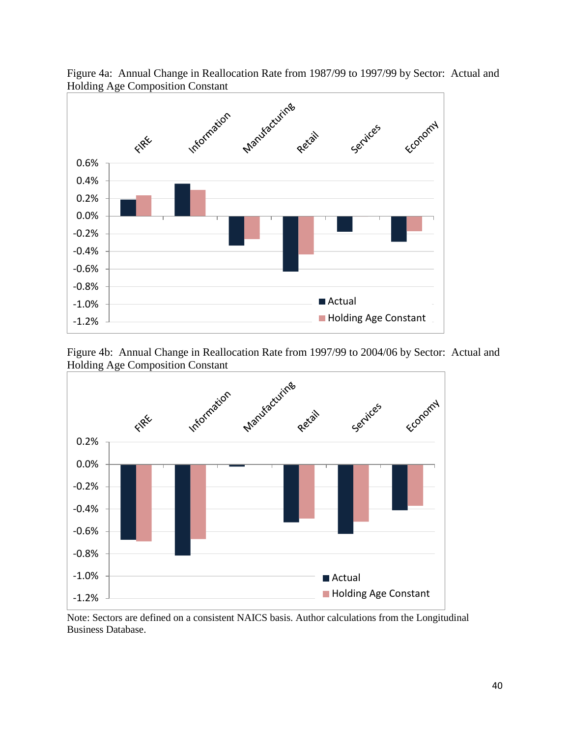Figure 4a: Annual Change in Reallocation Rate from 1987/99 to 1997/99 by Sector: Actual and Holding Age Composition Constant

Figure 4b: Annual Change in Reallocation Rate from 1997/99 to 2004/06 by Sector: Actual and Holding Age Composition Constant

Note: Sectors are defined on a consistent NAICS basis. Author calculations from the Longitudinal Business Database.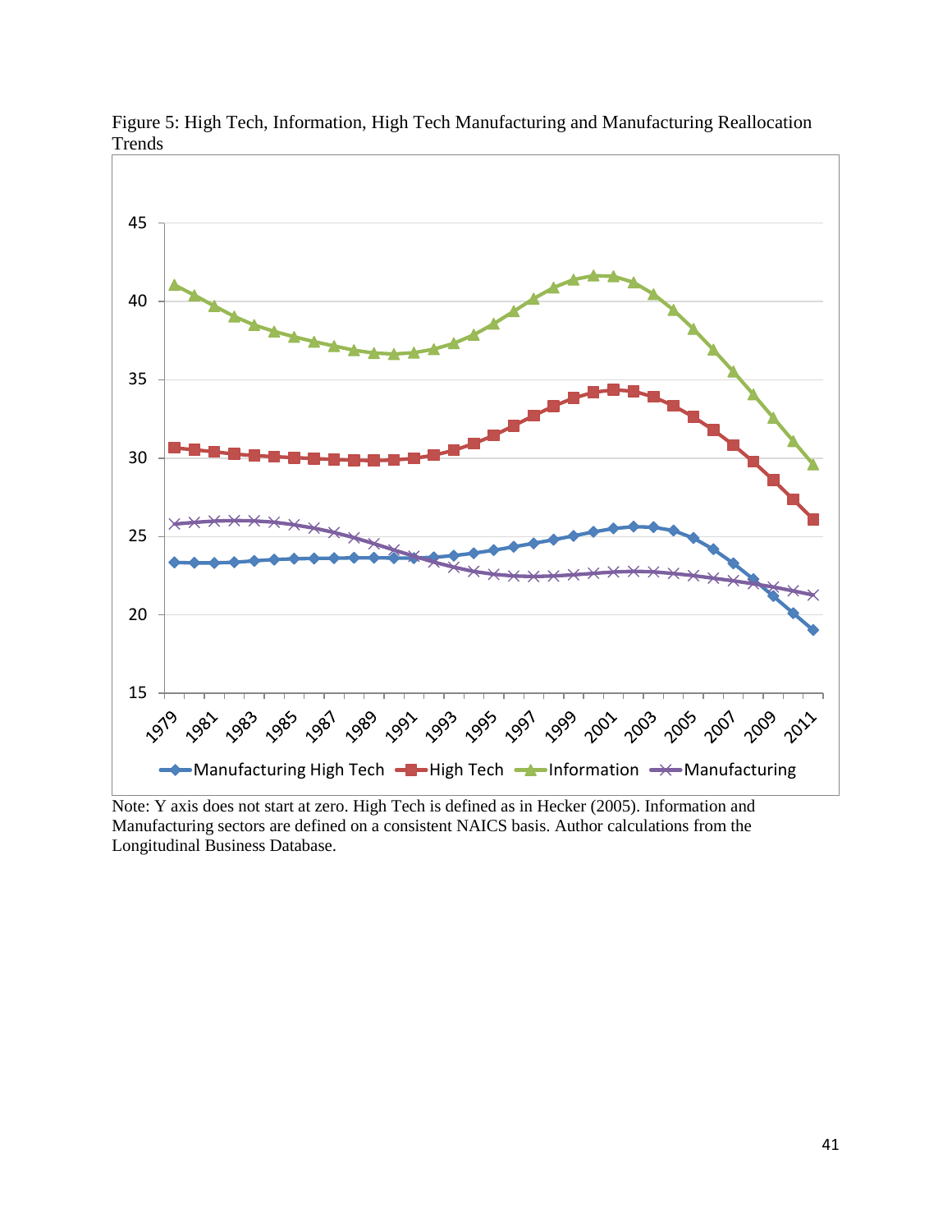Figure 5: High Tech, Information, High Tech Manufacturing and Manufacturing Reallocation Trends

Note: Y axis does not start at zero. High Tech is defined as in Hecker (2005). Information and Manufacturing sectors are defined on a consistent NAICS basis. Author calculations from the Longitudinal Business Database.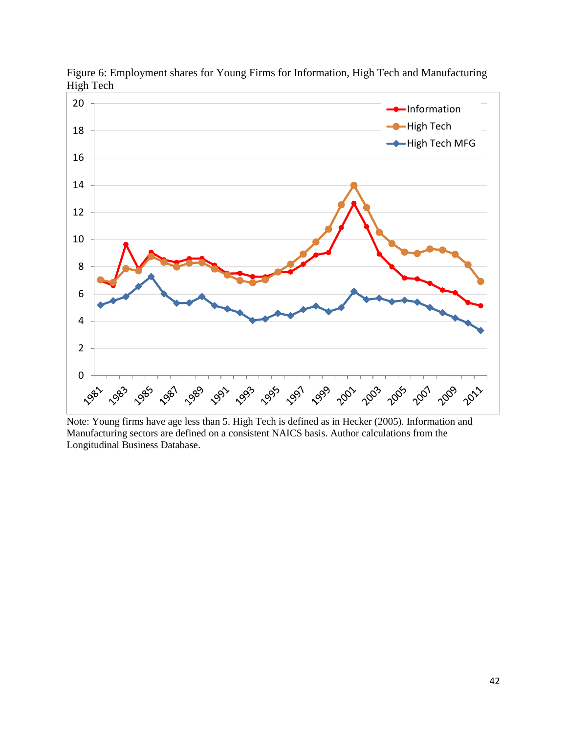Figure 6: Employment shares for Young Firms for Information, High Tech and Manufacturing High Tech

Note: Young firms have age less than 5. High Tech is defined as in Hecker (2005). Information and Manufacturing sectors are defined on a consistent NAICS basis. Author calculations from the Longitudinal Business Database.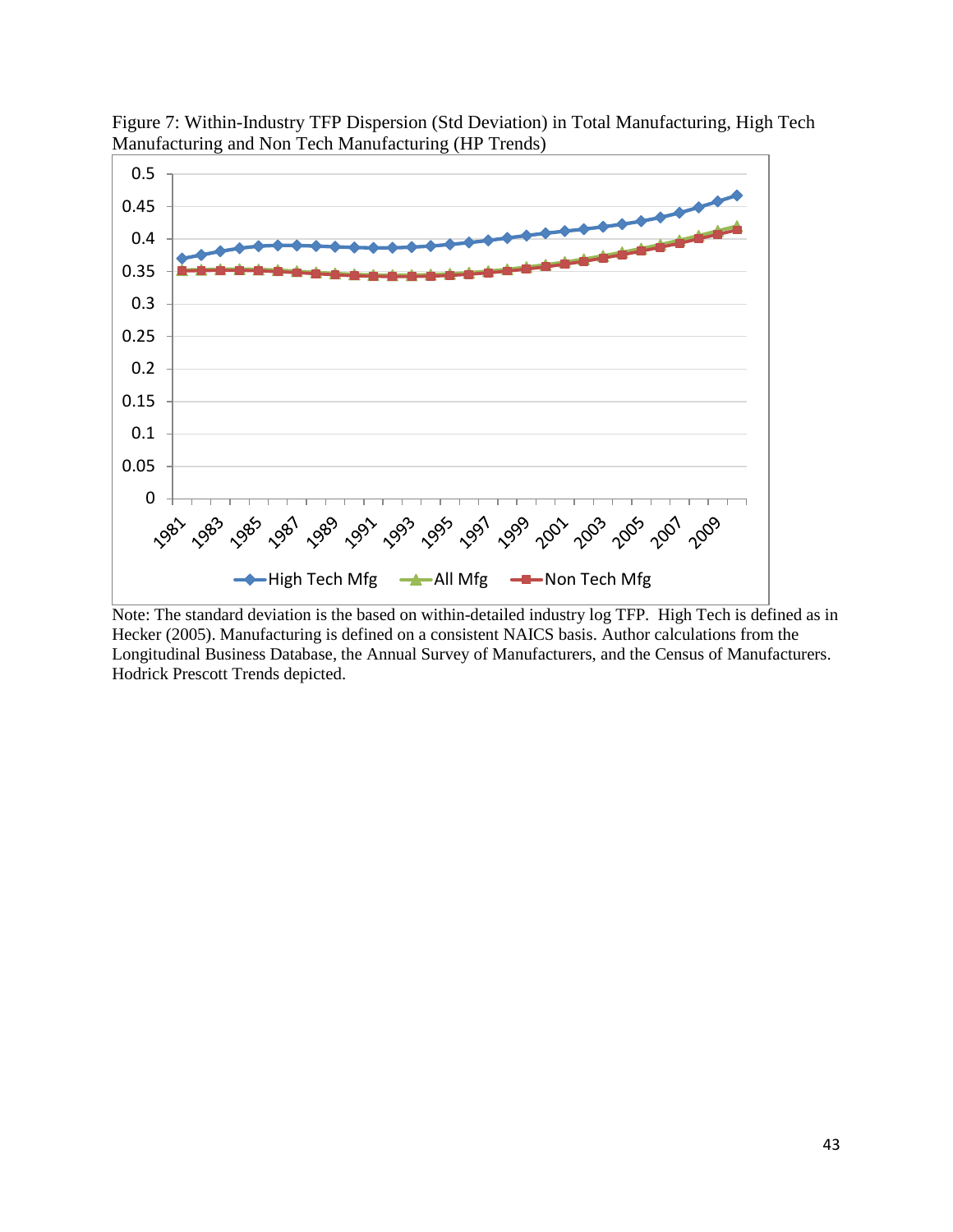Figure 7: Within-Industry TFP Dispersion (Std Deviation) in Total Manufacturing, High Tech Manufacturing and Non Tech Manufacturing (HP Trends)

Note: The standard deviation is the based on within-detailed industry log TFP. High Tech is defined as in Hecker (2005). Manufacturing is defined on a consistent NAICS basis. Author calculations from the Longitudinal Business Database, the Annual Survey of Manufacturers, and the Census of Manufacturers. Hodrick Prescott Trends depicted.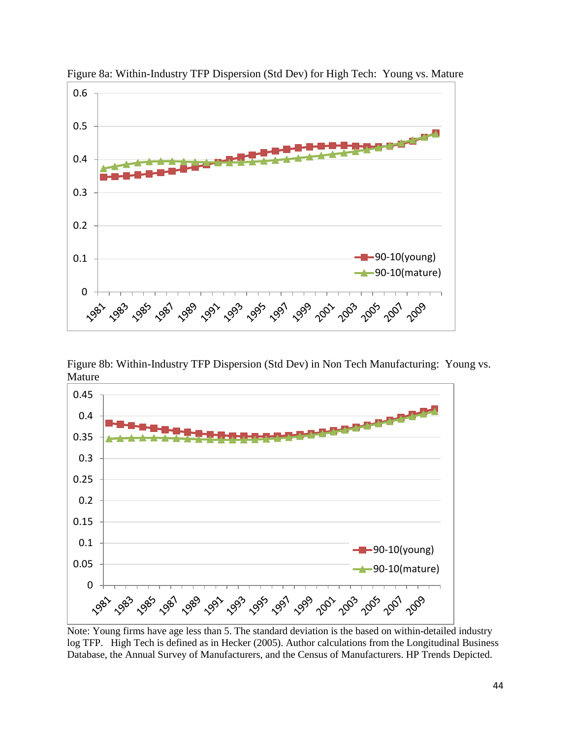Figure 8a: Within-Industry TFP Dispersion (Std Dev) for High Tech: Young vs. Mature

Figure 8b: Within-Industry TFP Dispersion (Std Dev) in Non Tech Manufacturing: Young vs. Mature

Note: Young firms have age less than 5. The standard deviation is the based on within-detailed industry log TFP. High Tech is defined as in Hecker (2005). Author calculations from the Longitudinal Business Database, the Annual Survey of Manufacturers, and the Census of Manufacturers. HP Trends Depicted.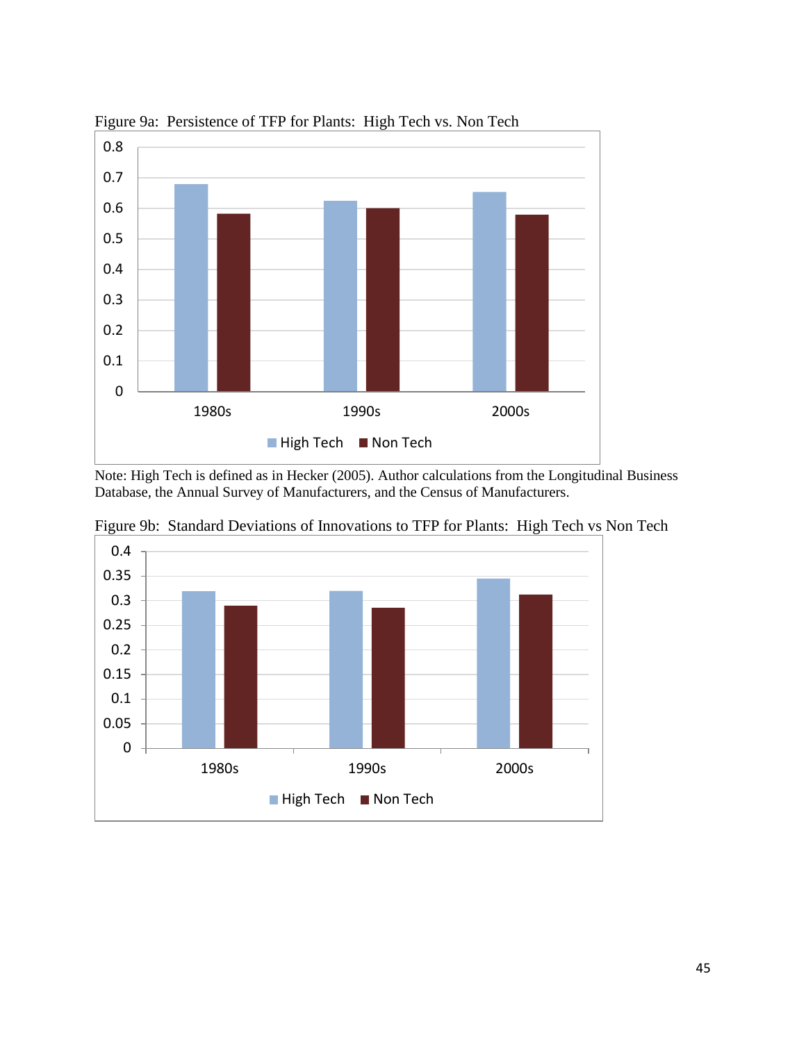Figure 9a: Persistence of TFP for Plants: High Tech vs. Non Tech

Note: High Tech is defined as in Hecker (2005). Author calculations from the Longitudinal Business Database, the Annual Survey of Manufacturers, and the Census of Manufacturers.

Figure 9b: Standard Deviations of Innovations to TFP for Plants: High Tech vs Non Tech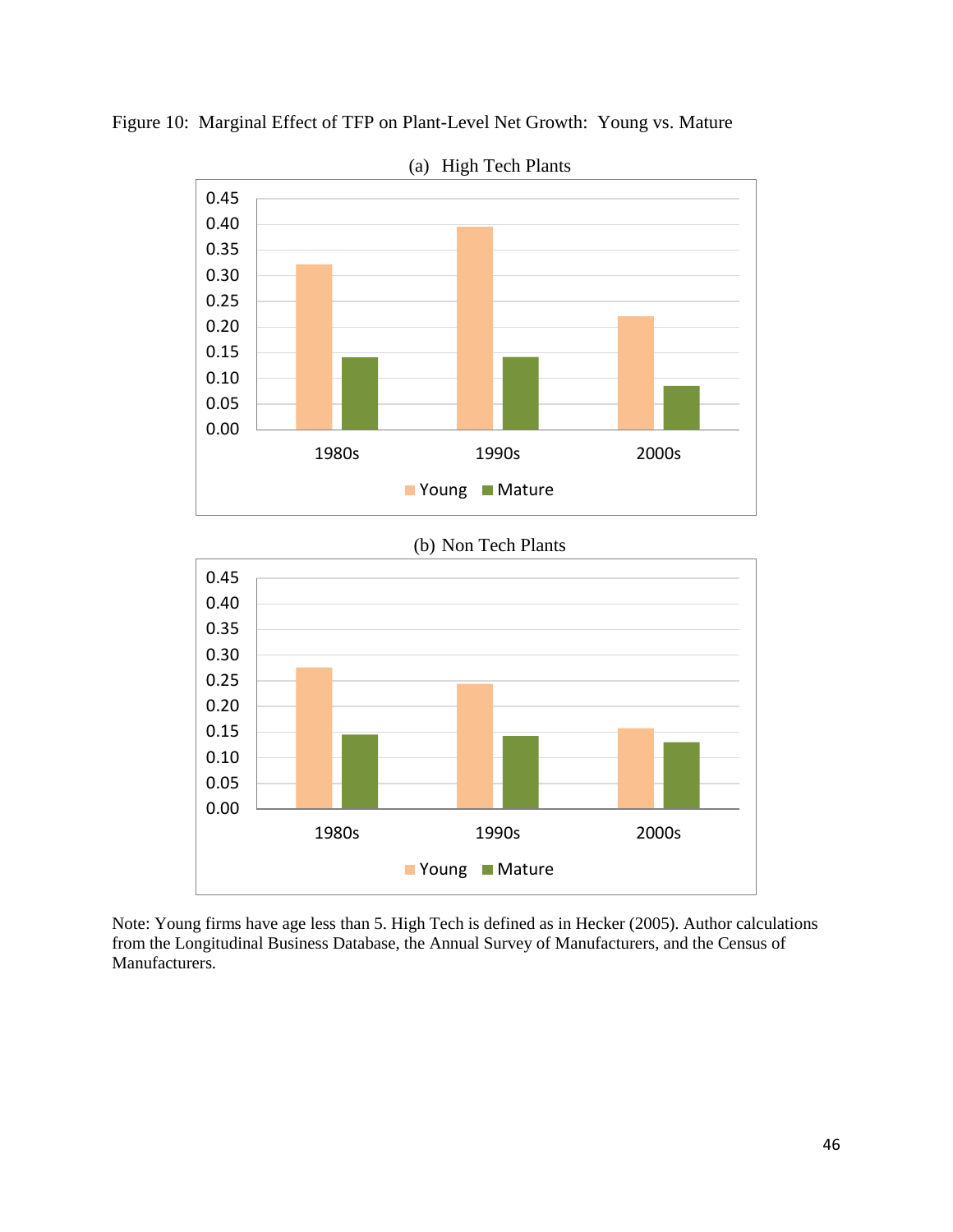Figure 10: Marginal Effect of TFP on Plant-Level Net Growth: Young vs. Mature

(a) High Tech Plants

(b) Non Tech Plants

Note: Young firms have age less than 5. High Tech is defined as in Hecker (2005). Author calculations from the Longitudinal Business Database, the Annual Survey of Manufacturers, and the Census of Manufacturers.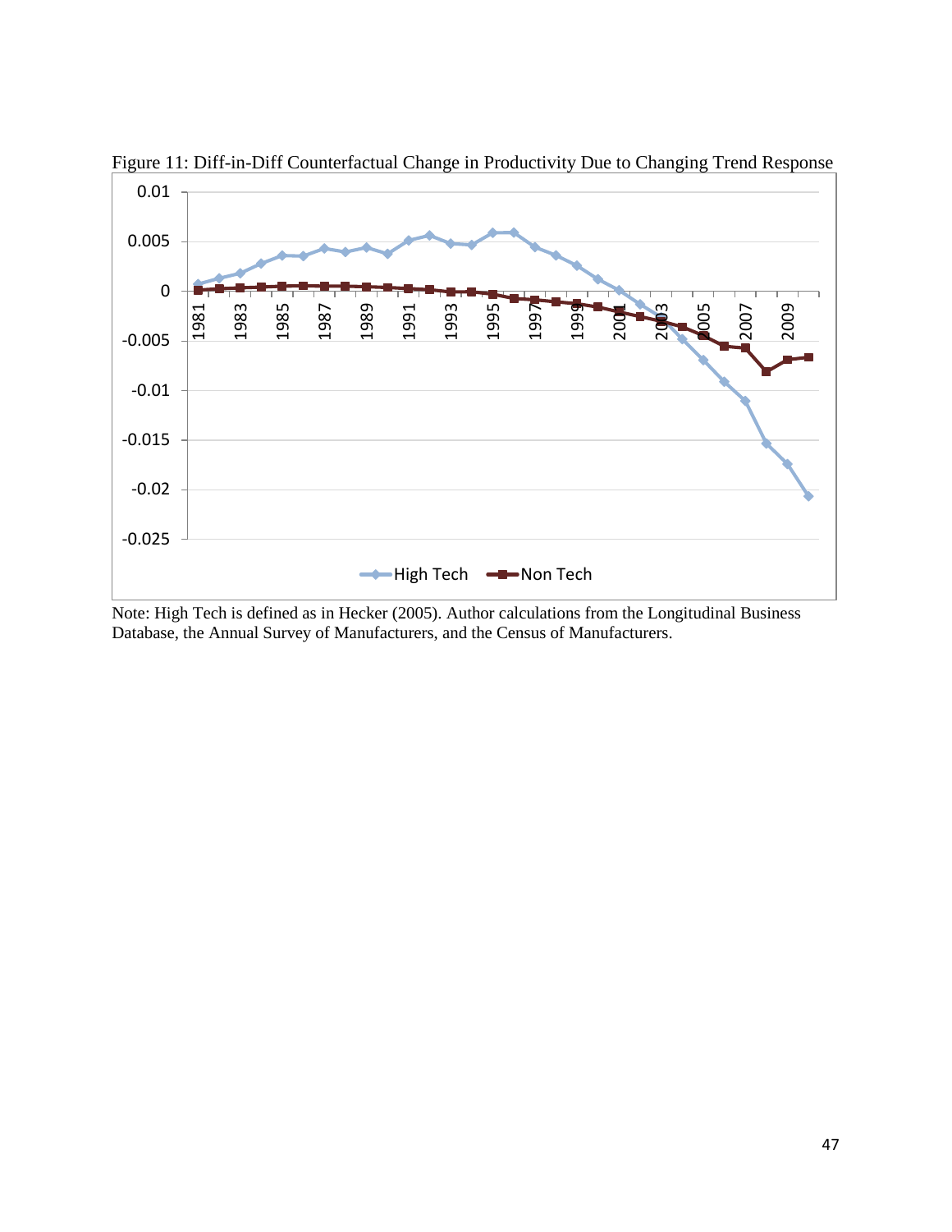Figure 11: Diff-in-Diff Counterfactual Change in Productivity Due to Changing Trend Response

Note: High Tech is defined as in Hecker (2005). Author calculations from the Longitudinal Business Database, the Annual Survey of Manufacturers, and the Census of Manufacturers.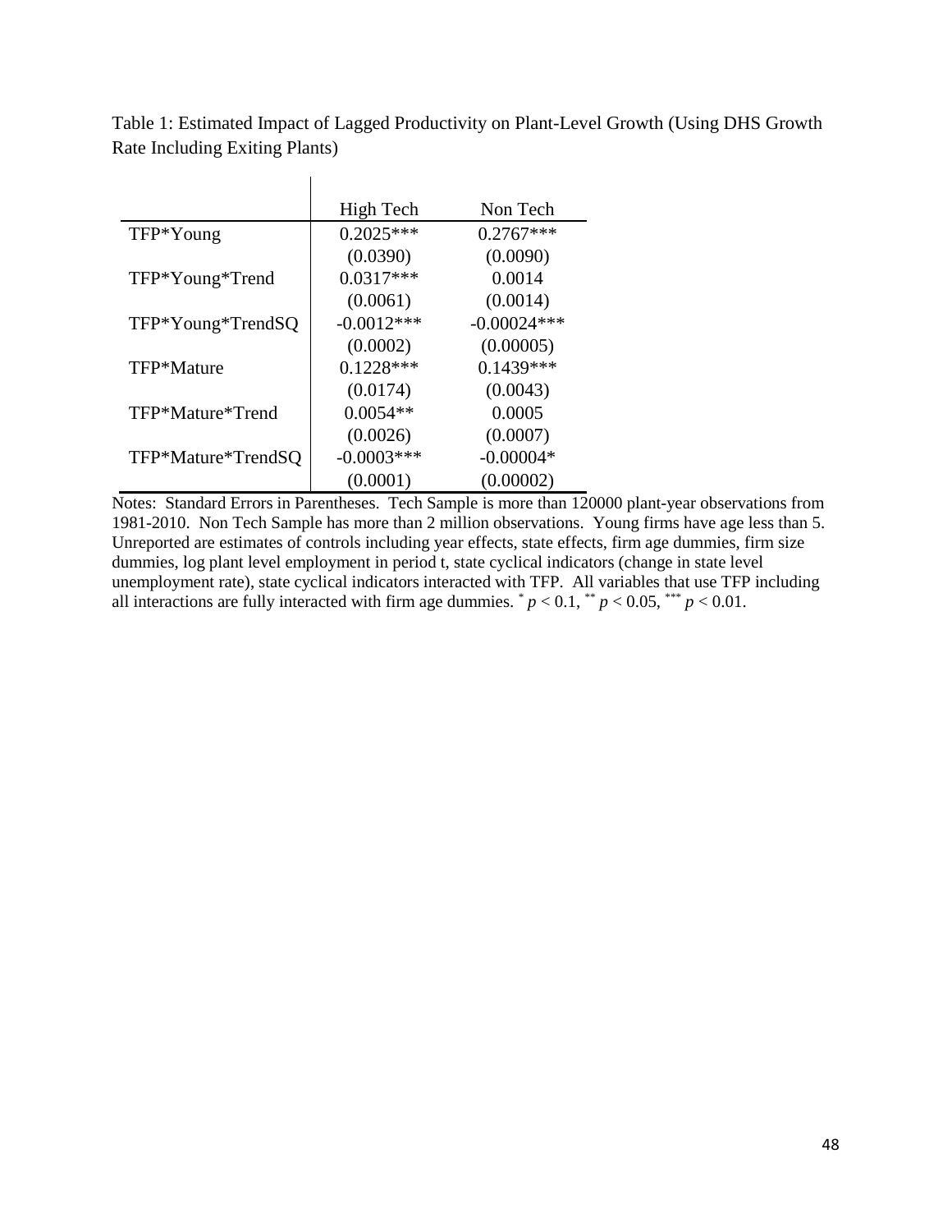Table 1: Estimated Impact of Lagged Productivity on Plant-Level Growth (Using DHS Growth Rate Including Exiting Plants)

| | High Tech | Non Tech |
|---|---|---|
| TFP*Young | 0.2025*** | 0.2767*** |
| | (0.0390) | (0.0090) |
| TFP*Young*Trend | 0.0317*** | 0.0014 |
| | (0.0061) | (0.0014) |
| TFP*Young*TrendSQ | -0.0012*** | -0.00024*** |
| | (0.0002) | (0.00005) |
| TFP*Mature | 0.1228*** | 0.1439*** |
| | (0.0174) | (0.0043) |
| TFP*Mature*Trend | 0.0054** | 0.0005 |
| | (0.0026) | (0.0007) |
| TFP*Mature*TrendSQ | -0.0003*** | -0.00004* |
| | (0.0001) | (0.00002) |

Notes: Standard Errors in Parentheses. Tech Sample is more than 120000 plant-year observations from 1981-2010. Non Tech Sample has more than 2 million observations. Young firms have age less than 5. Unreported are estimates of controls including year effects, state effects, firm age dummies, firm size dummies, log plant level employment in period t, state cyclical indicators (change in state level unemployment rate), state cyclical indicators interacted with TFP. All variables that use TFP including all interactions are fully interacted with firm age dummies. * $p < 0.1$, ** $p < 0.05$, *** $p < 0.01$.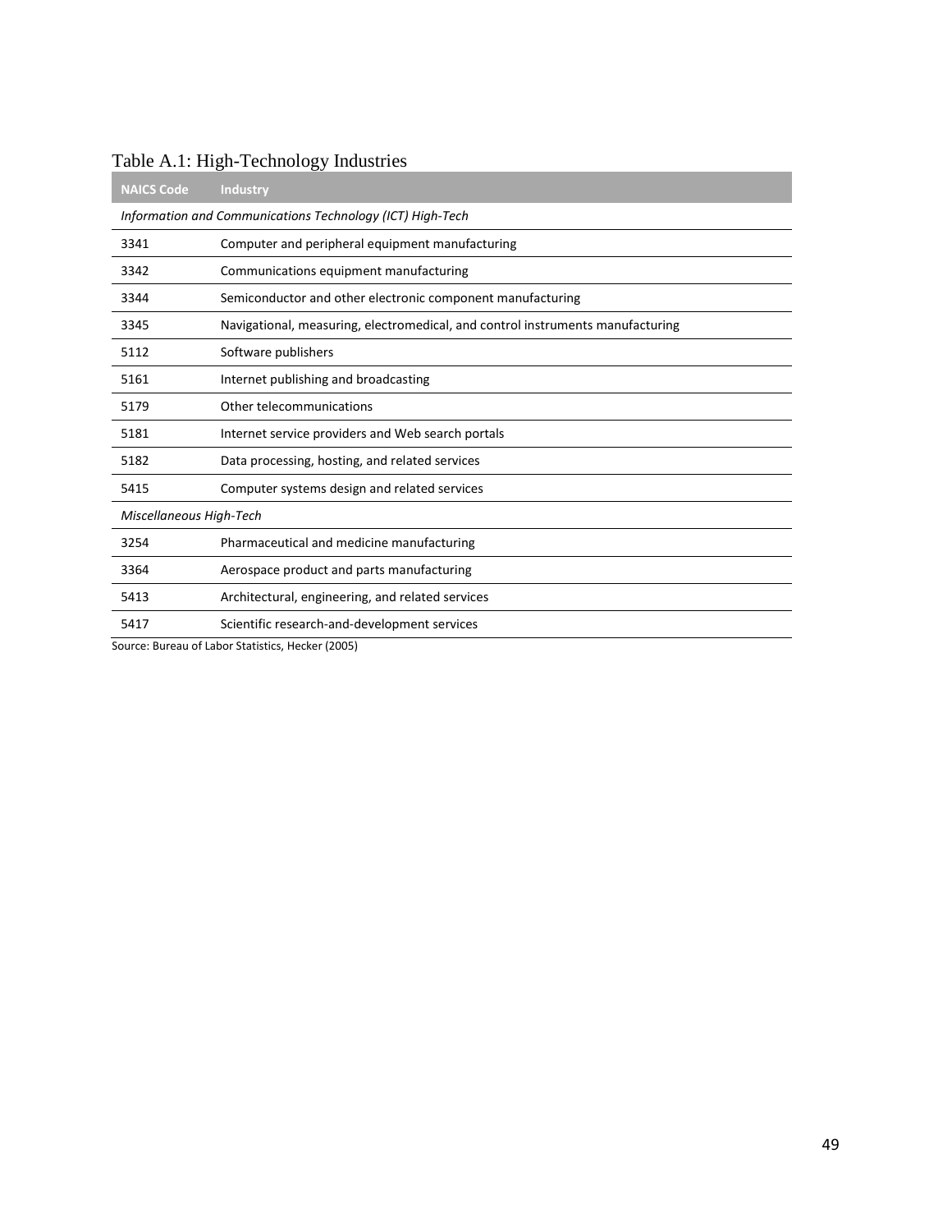Table A.1: High-Technology Industries

| NAICS Code | Industry |
|---|---|
| *Information and Communications Technology (ICT) High-Tech* | |
| 3341 | Computer and peripheral equipment manufacturing |
| 3342 | Communications equipment manufacturing |
| 3344 | Semiconductor and other electronic component manufacturing |
| 3345 | Navigational, measuring, electromedical, and control instruments manufacturing |
| 5112 | Software publishers |
| 5161 | Internet publishing and broadcasting |
| 5179 | Other telecommunications |
| 5181 | Internet service providers and Web search portals |
| 5182 | Data processing, hosting, and related services |
| 5415 | Computer systems design and related services |
| *Miscellaneous High-Tech* | |
| 3254 | Pharmaceutical and medicine manufacturing |
| 3364 | Aerospace product and parts manufacturing |
| 5413 | Architectural, engineering, and related services |
| 5417 | Scientific research-and-development services |

Source: Bureau of Labor Statistics, Hecker (2005)